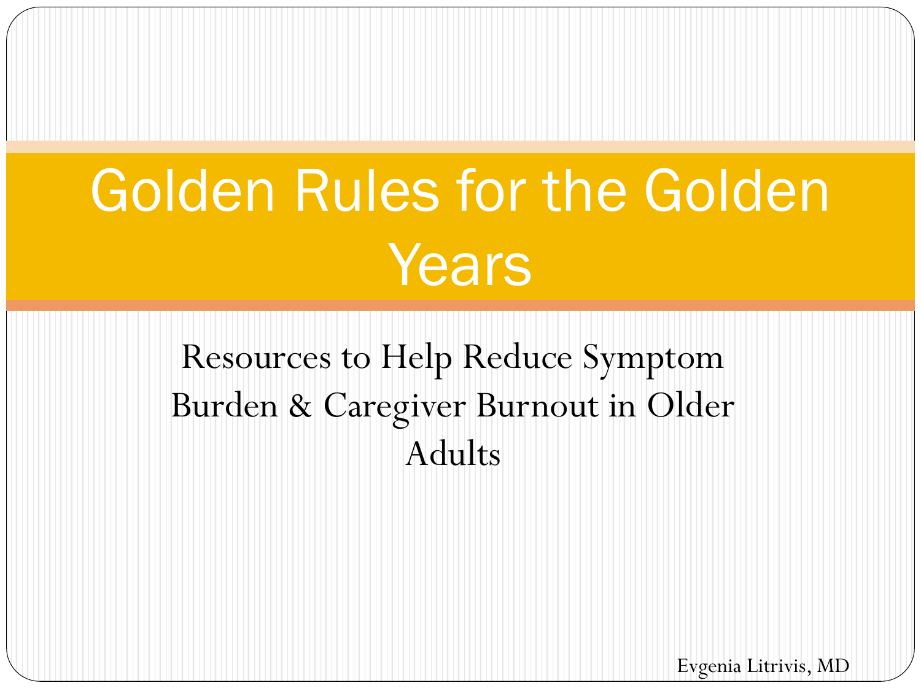# Golden Rules for the Golden Years

Resources to Help Reduce Symptom Burden & Caregiver Burnout in Older Adults

Evgenia Litrivis, MD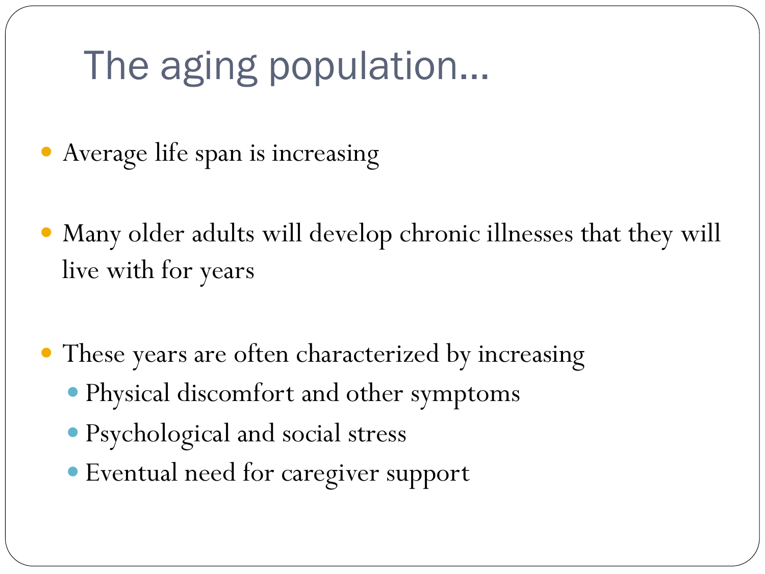# The aging population…

- Average life span is increasing
- Many older adults will develop chronic illnesses that they will live with for years
- These years are often characterized by increasing
  - Physical discomfort and other symptoms
  - Psychological and social stress
  - Eventual need for caregiver support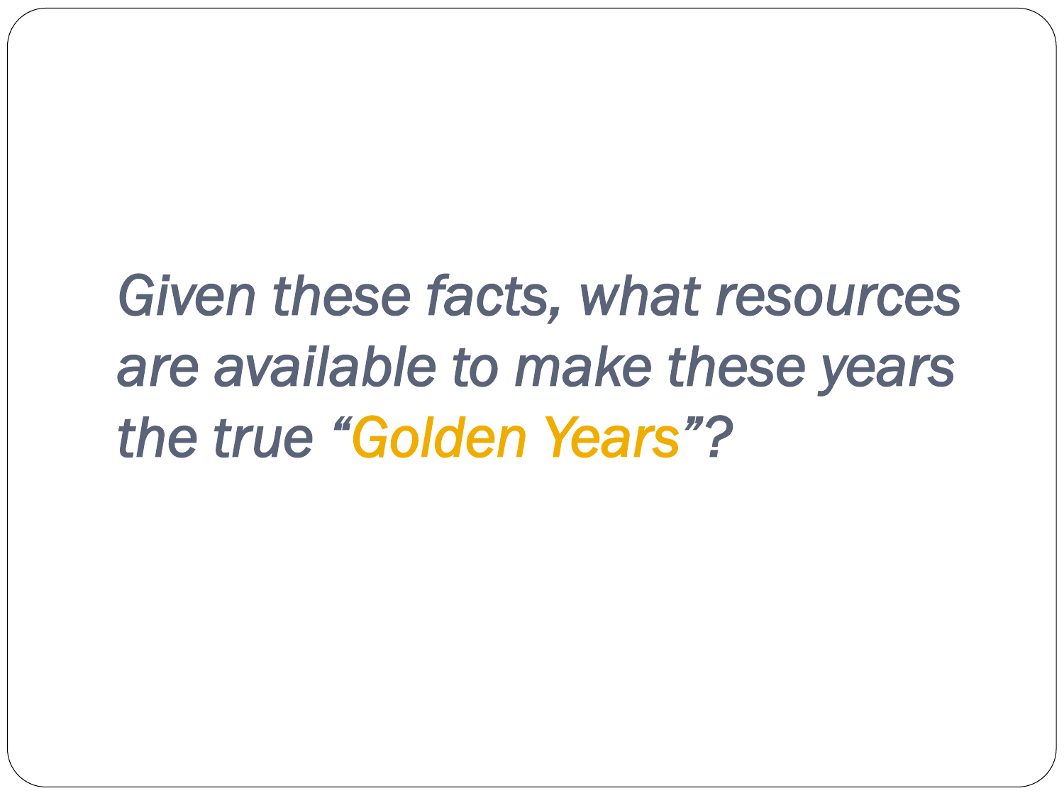*Given these facts, what resources are available to make these years the true "Golden Years"?*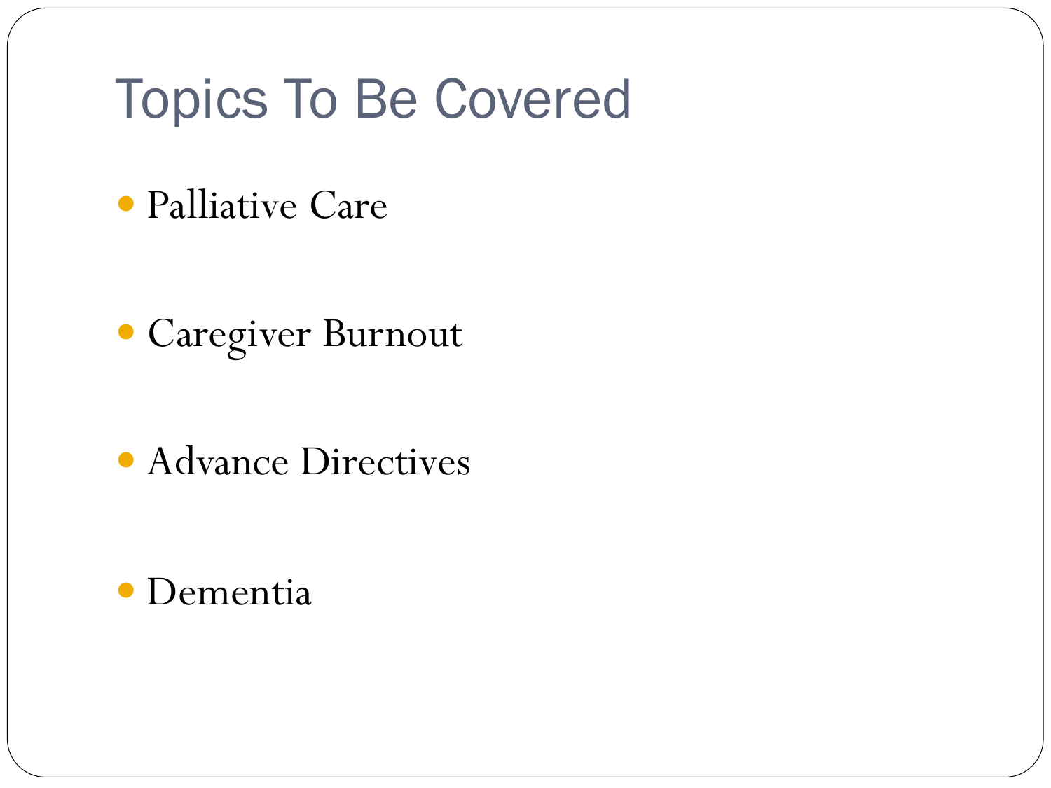# Topics To Be Covered

- Palliative Care
- Caregiver Burnout
- Advance Directives
- Dementia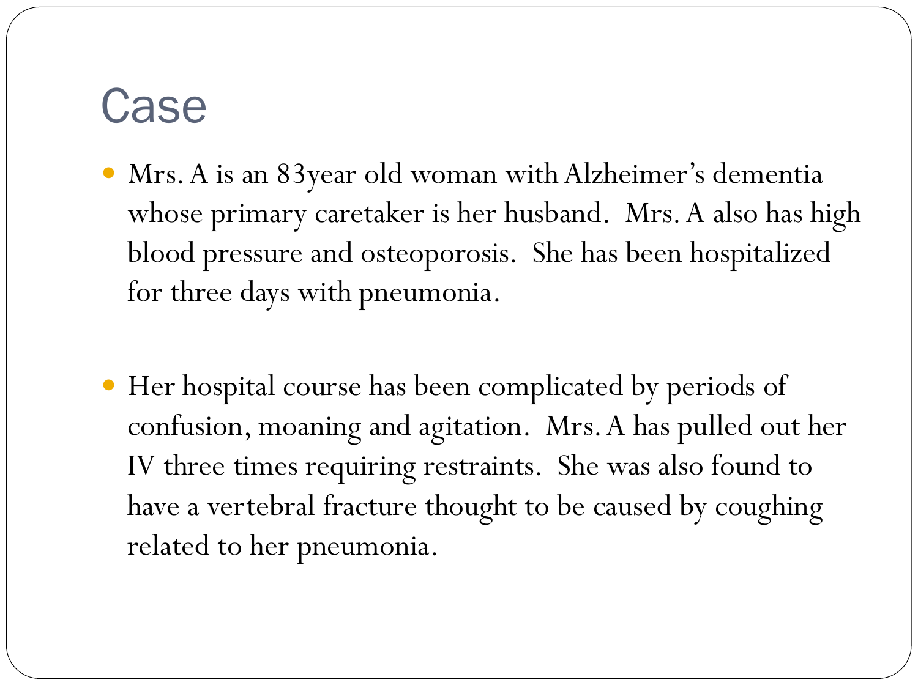# Case

- Mrs. A is an 83year old woman with Alzheimer's dementia whose primary caretaker is her husband. Mrs. A also has high blood pressure and osteoporosis. She has been hospitalized for three days with pneumonia.

- Her hospital course has been complicated by periods of confusion, moaning and agitation. Mrs. A has pulled out her IV three times requiring restraints. She was also found to have a vertebral fracture thought to be caused by coughing related to her pneumonia.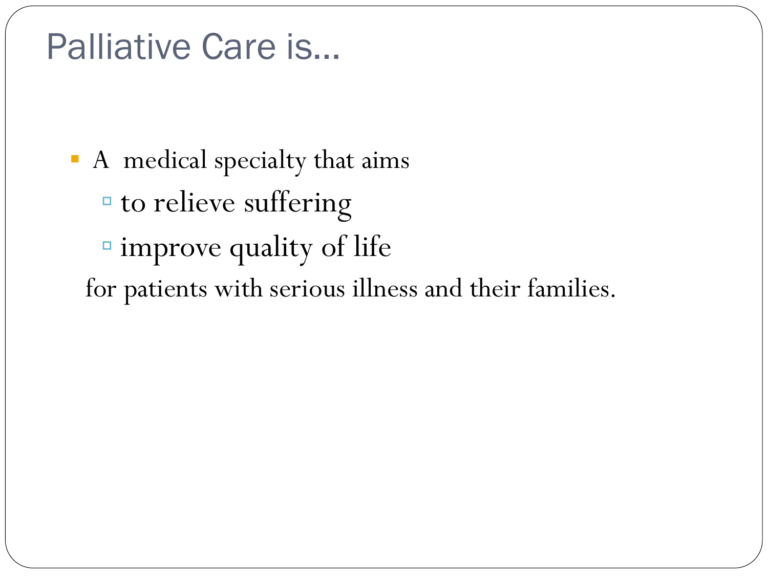# Palliative Care is…

- A medical specialty that aims
  - to relieve suffering
  - improve quality of life

  for patients with serious illness and their families.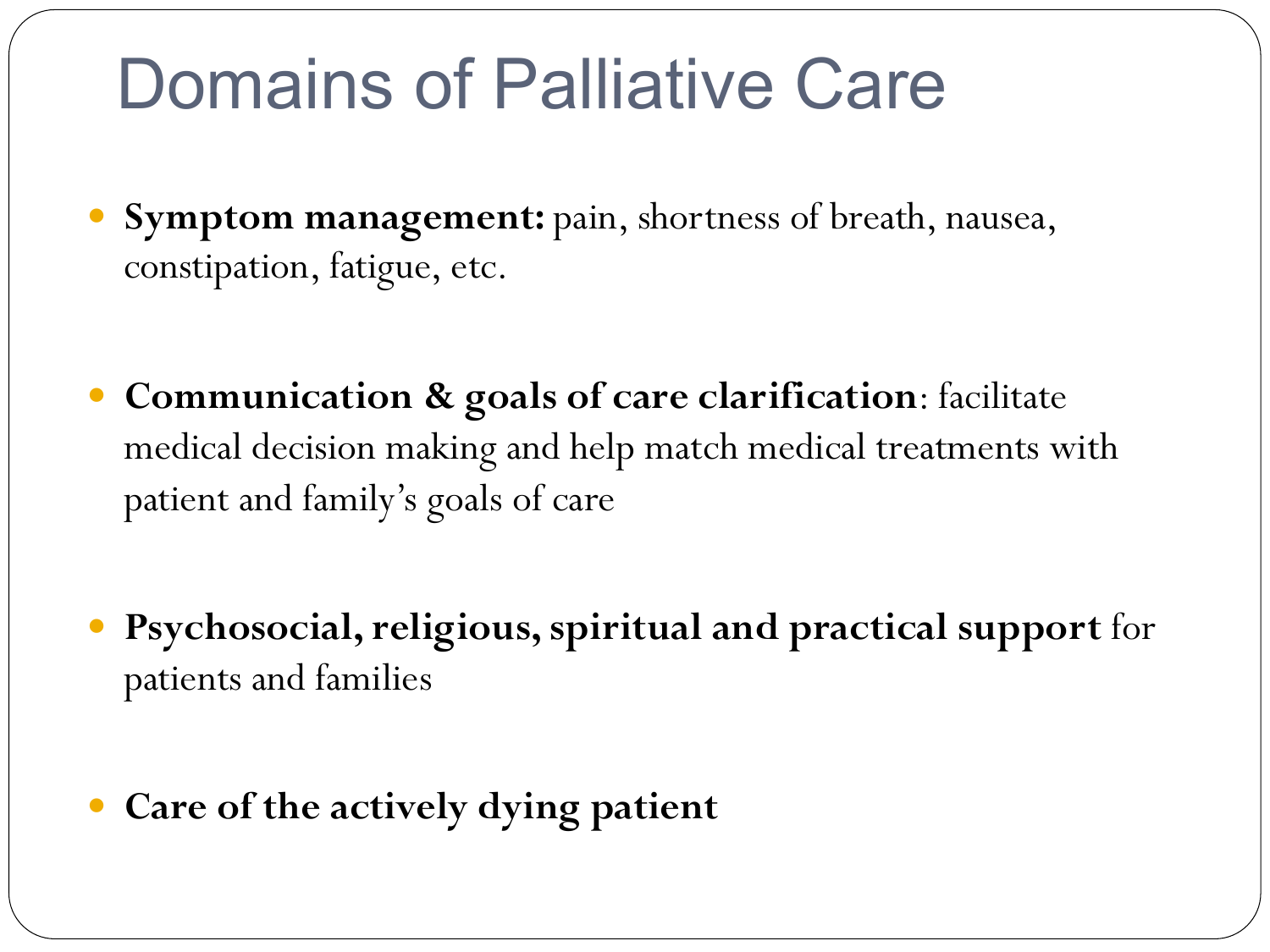# Domains of Palliative Care

- **Symptom management:** pain, shortness of breath, nausea, constipation, fatigue, etc.
- **Communication & goals of care clarification**: facilitate medical decision making and help match medical treatments with patient and family's goals of care
- **Psychosocial, religious, spiritual and practical support** for patients and families
- **Care of the actively dying patient**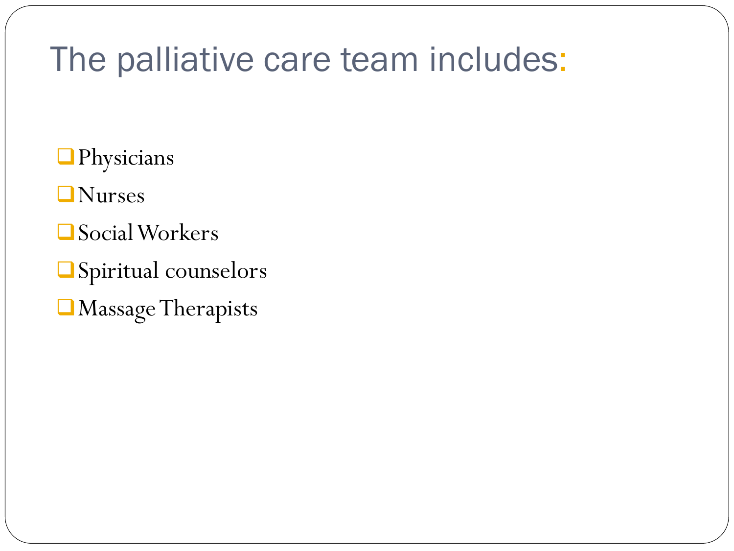# The palliative care team includes:

- Physicians
- Nurses
- Social Workers
- Spiritual counselors
- Massage Therapists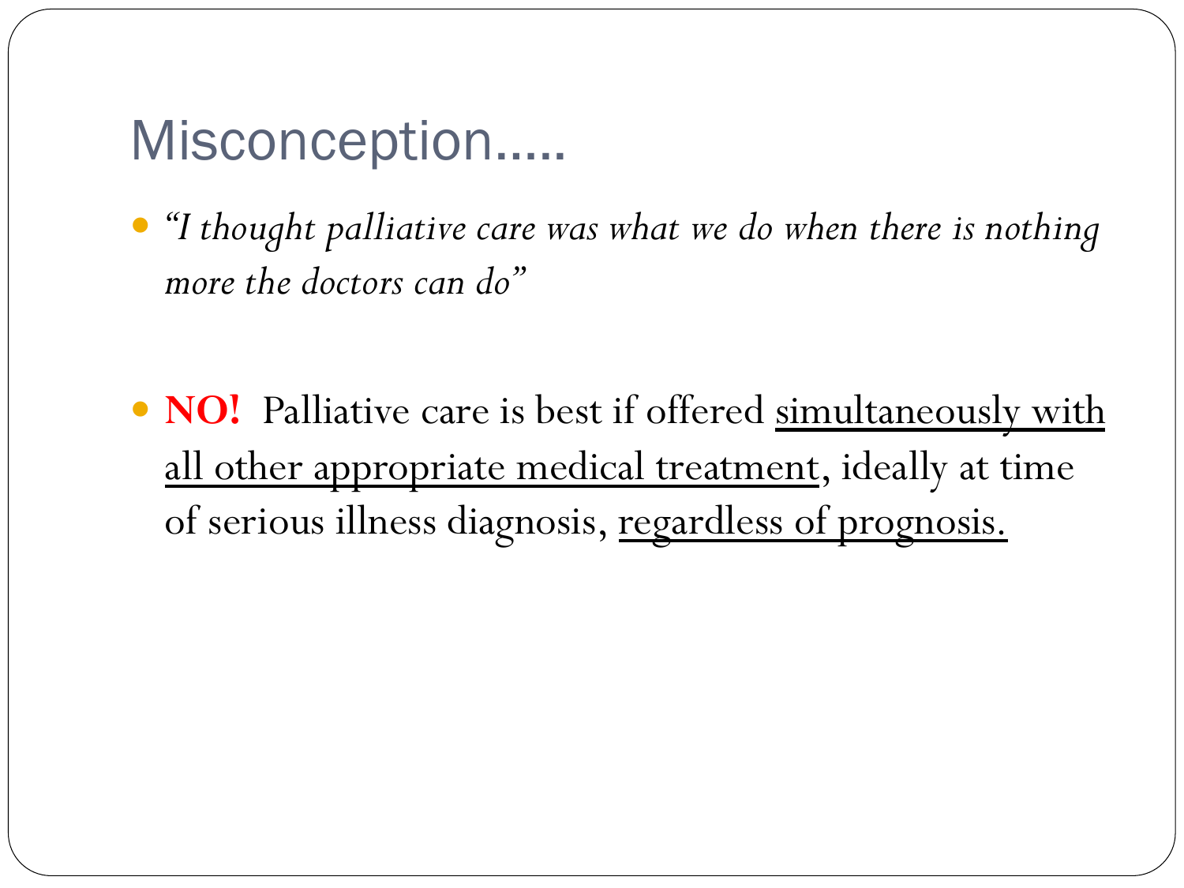# Misconception.....

- *"I thought palliative care was what we do when there is nothing more the doctors can do"*

- **NO!** Palliative care is best if offered <u>simultaneously with all other appropriate medical treatment</u>, ideally at time of serious illness diagnosis, <u>regardless of prognosis.</u>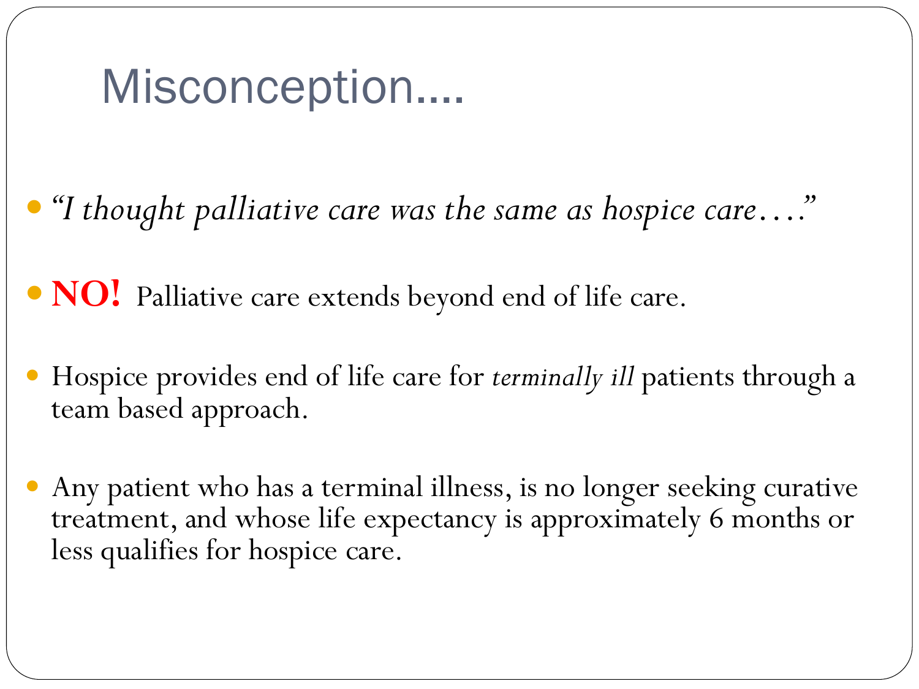# Misconception....

- *"I thought palliative care was the same as hospice care…."*
- **NO!** Palliative care extends beyond end of life care.
- Hospice provides end of life care for *terminally ill* patients through a team based approach.
- Any patient who has a terminal illness, is no longer seeking curative treatment, and whose life expectancy is approximately 6 months or less qualifies for hospice care.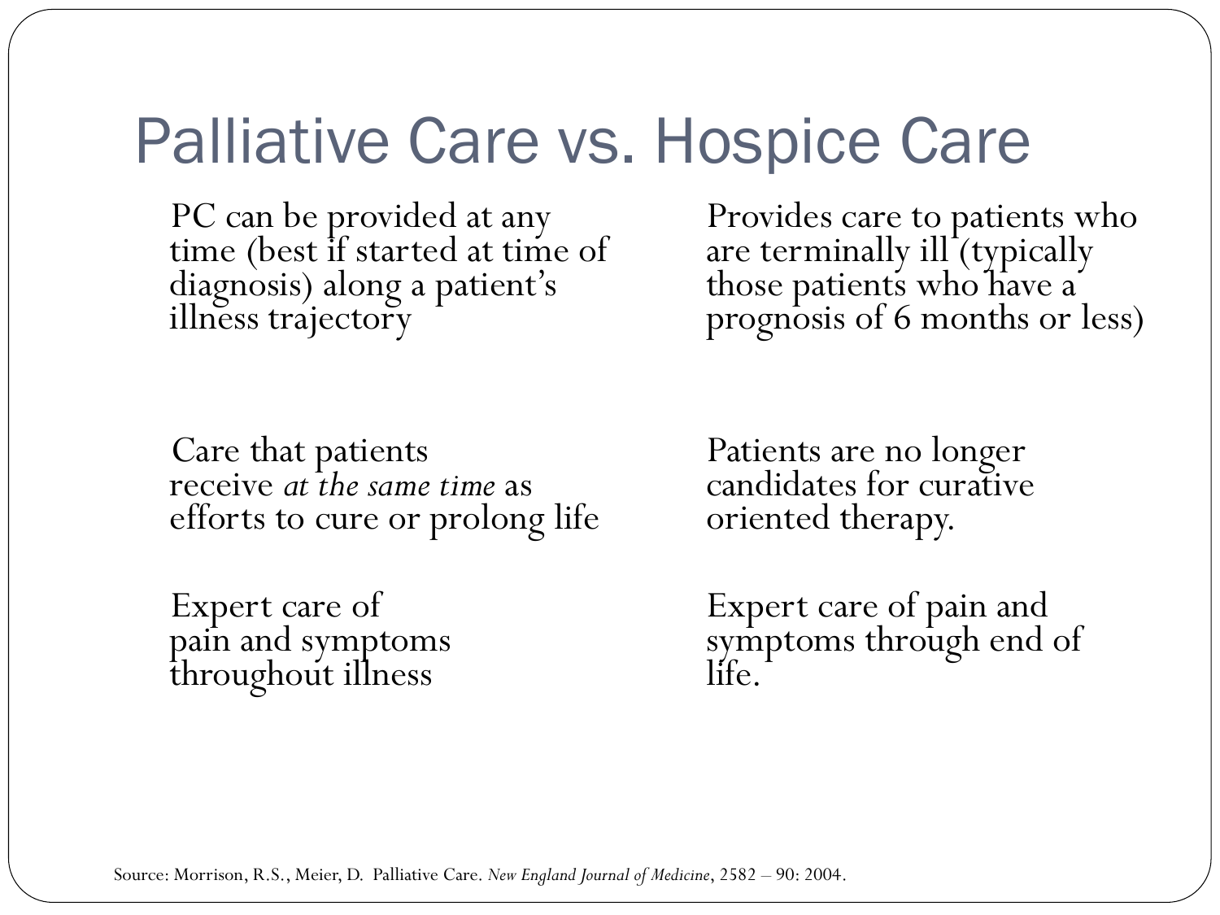# Palliative Care vs. Hospice Care

| Palliative Care | Hospice Care |
|---|---|
| PC can be provided at any time (best if started at time of diagnosis) along a patient's illness trajectory | Provides care to patients who are terminally ill (typically those patients who have a prognosis of 6 months or less) |
| Care that patients receive *at the same time* as efforts to cure or prolong life | Patients are no longer candidates for curative oriented therapy. |
| Expert care of pain and symptoms throughout illness | Expert care of pain and symptoms through end of life. |

Source: Morrison, R.S., Meier, D. Palliative Care. *New England Journal of Medicine*, 2582 – 90: 2004.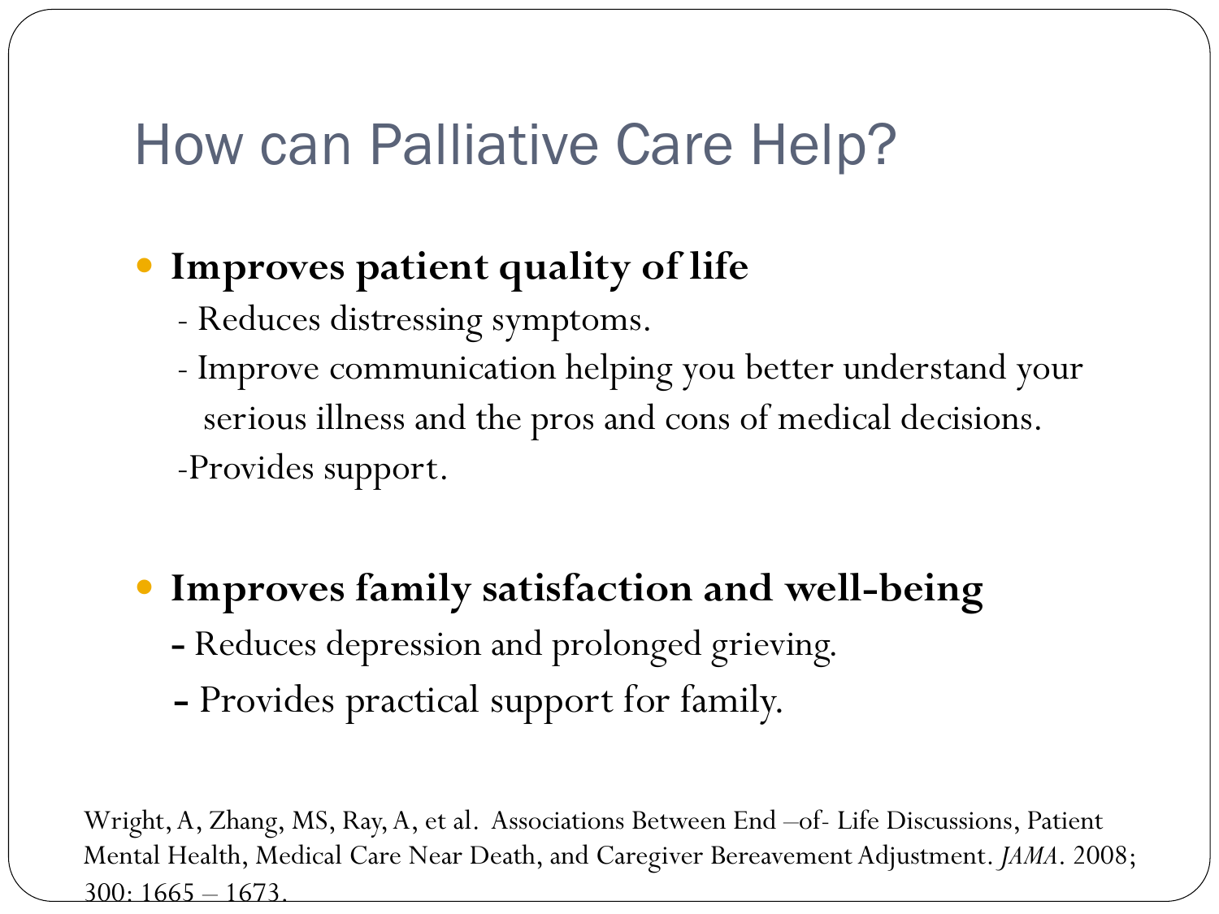# How can Palliative Care Help?

- **Improves patient quality of life**
  - Reduces distressing symptoms.
  - Improve communication helping you better understand your serious illness and the pros and cons of medical decisions.
  - Provides support.

- **Improves family satisfaction and well-being**
  - Reduces depression and prolonged grieving.
  - Provides practical support for family.

Wright, A, Zhang, MS, Ray, A, et al. Associations Between End –of- Life Discussions, Patient Mental Health, Medical Care Near Death, and Caregiver Bereavement Adjustment. *JAMA*. 2008; 300: 1665 – 1673.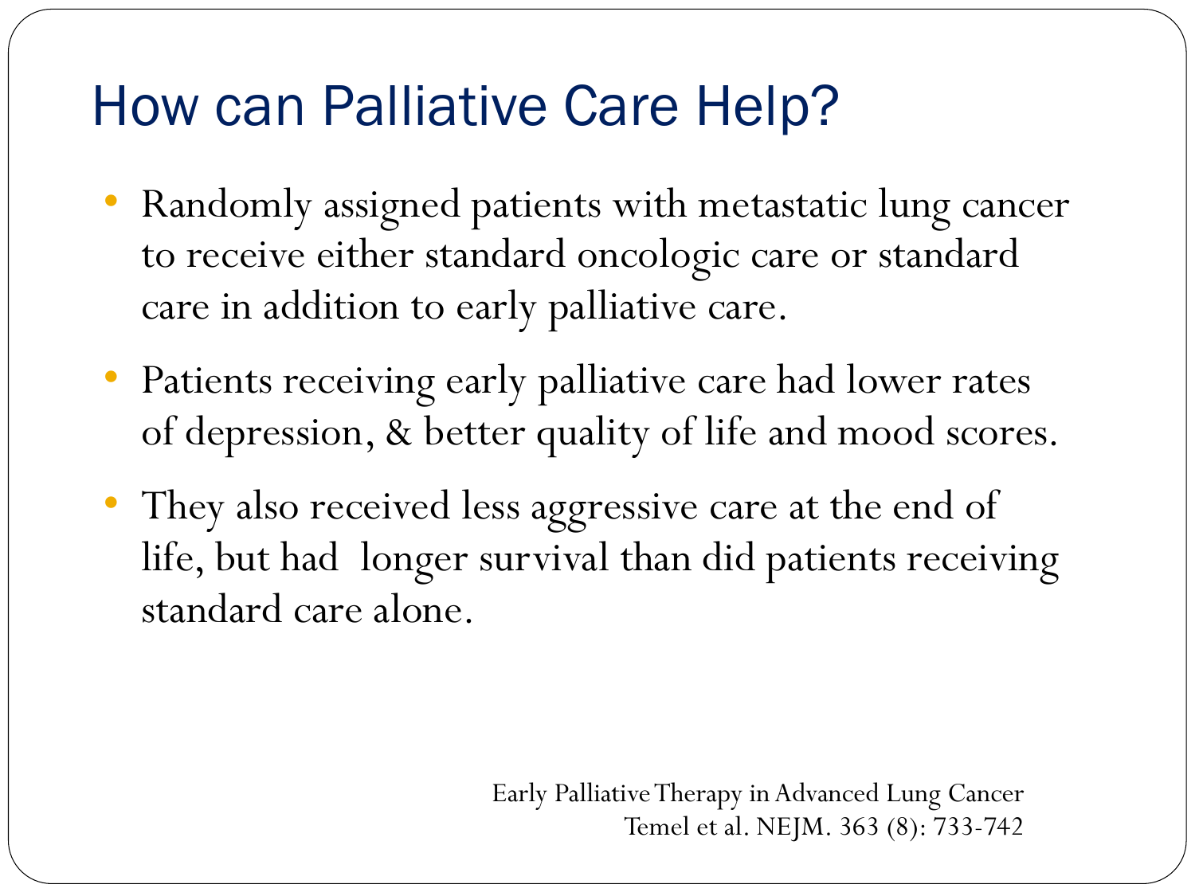# How can Palliative Care Help?

- Randomly assigned patients with metastatic lung cancer to receive either standard oncologic care or standard care in addition to early palliative care.
- Patients receiving early palliative care had lower rates of depression, & better quality of life and mood scores.
- They also received less aggressive care at the end of life, but had longer survival than did patients receiving standard care alone.

Early Palliative Therapy in Advanced Lung Cancer
Temel et al. NEJM. 363 (8): 733-742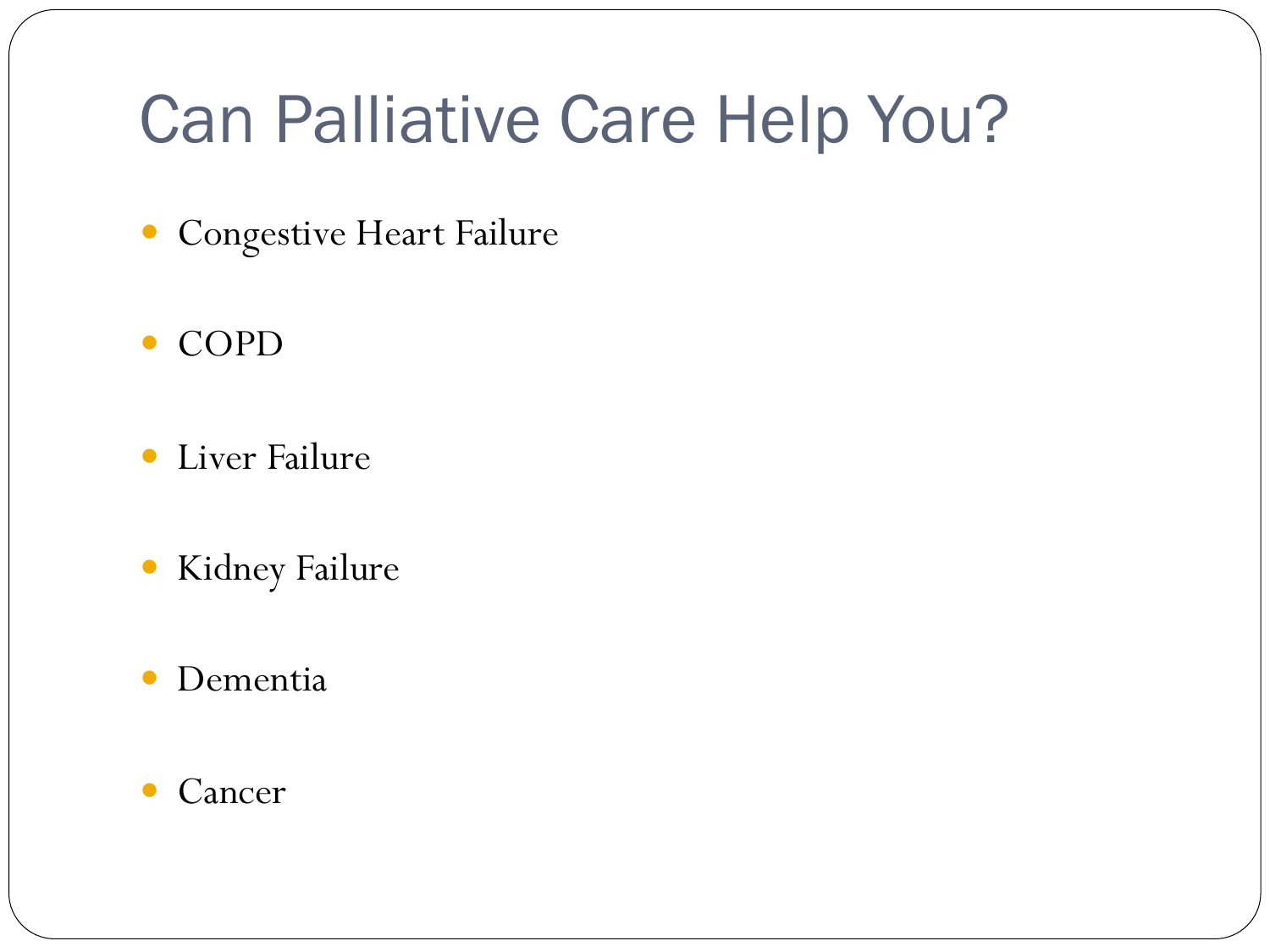# Can Palliative Care Help You?

- Congestive Heart Failure
- COPD
- Liver Failure
- Kidney Failure
- Dementia
- Cancer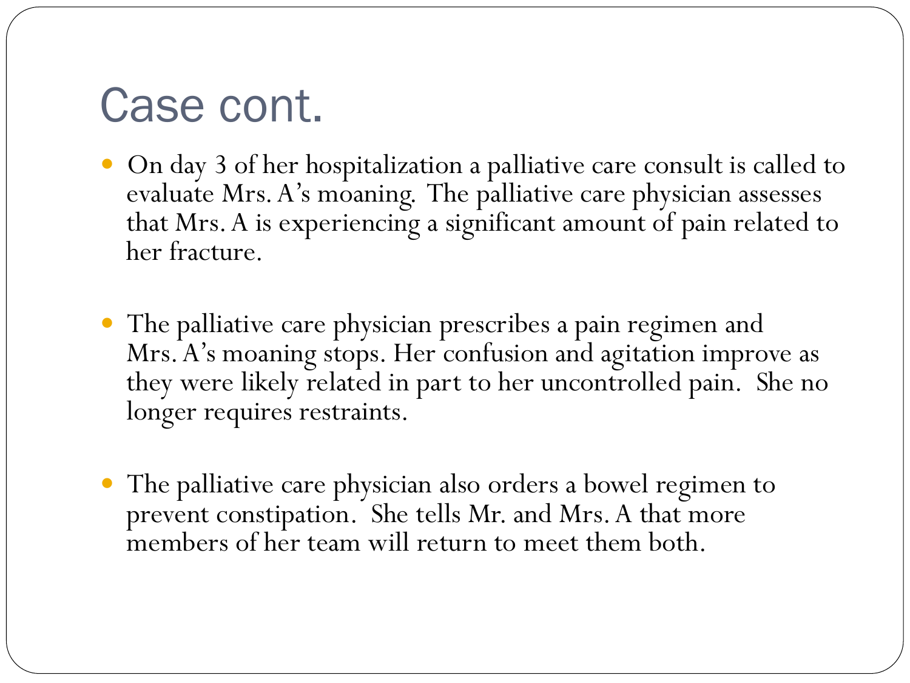# Case cont.

- On day 3 of her hospitalization a palliative care consult is called to evaluate Mrs. A's moaning. The palliative care physician assesses that Mrs. A is experiencing a significant amount of pain related to her fracture.

- The palliative care physician prescribes a pain regimen and Mrs. A's moaning stops. Her confusion and agitation improve as they were likely related in part to her uncontrolled pain. She no longer requires restraints.

- The palliative care physician also orders a bowel regimen to prevent constipation. She tells Mr. and Mrs. A that more members of her team will return to meet them both.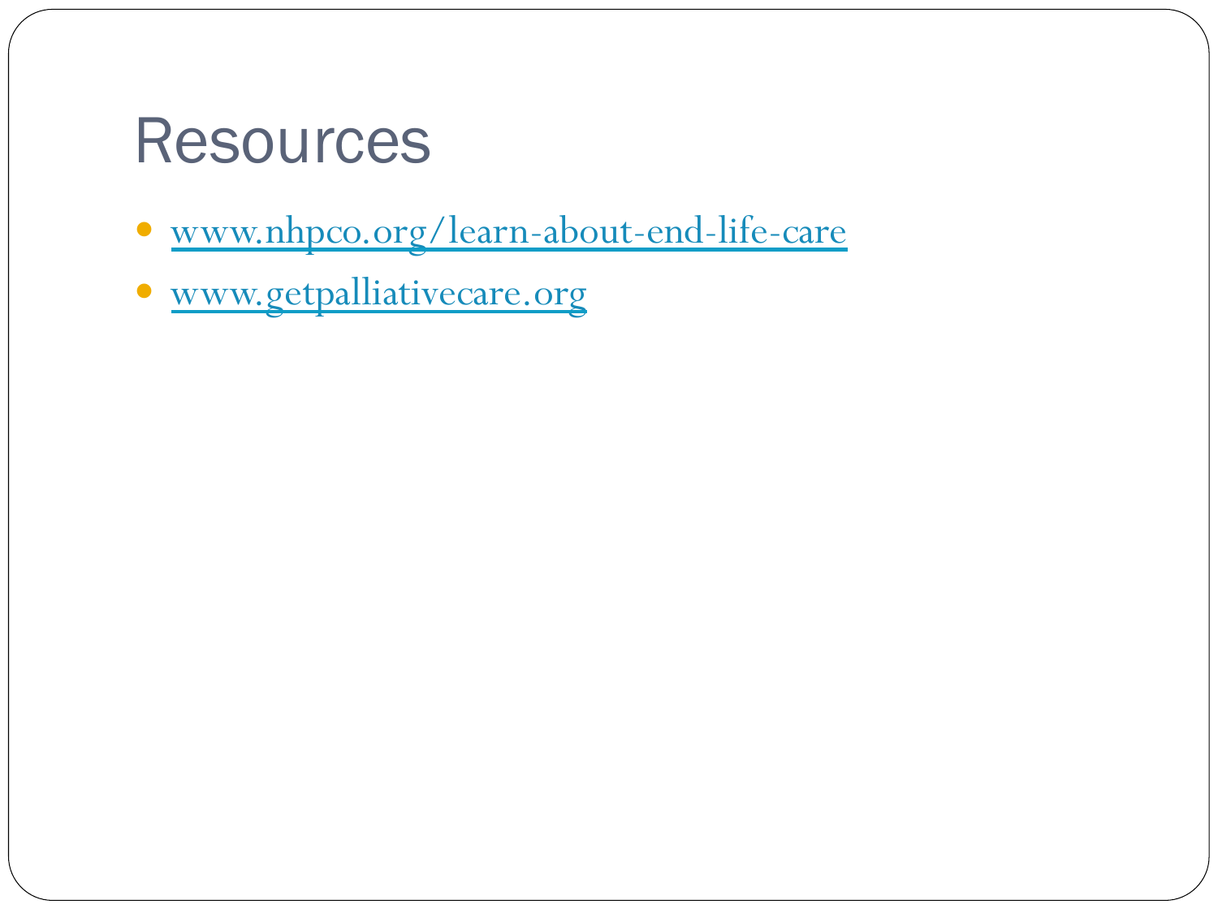# Resources

- www.nhpco.org/learn-about-end-life-care
- www.getpalliativecare.org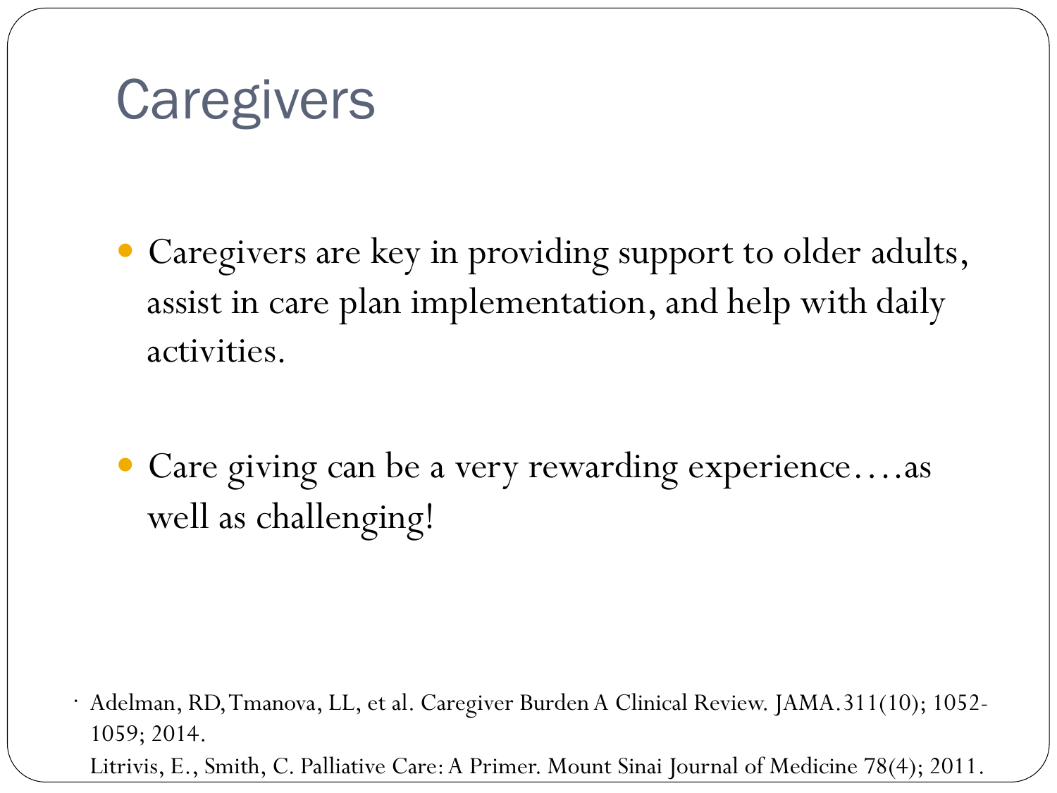# Caregivers

- Caregivers are key in providing support to older adults, assist in care plan implementation, and help with daily activities.

- Care giving can be a very rewarding experience….as well as challenging!

- Adelman, RD, Tmanova, LL, et al. Caregiver Burden A Clinical Review. JAMA. 311(10); 1052-1059; 2014.
  Litrivis, E., Smith, C. Palliative Care: A Primer. Mount Sinai Journal of Medicine 78(4); 2011.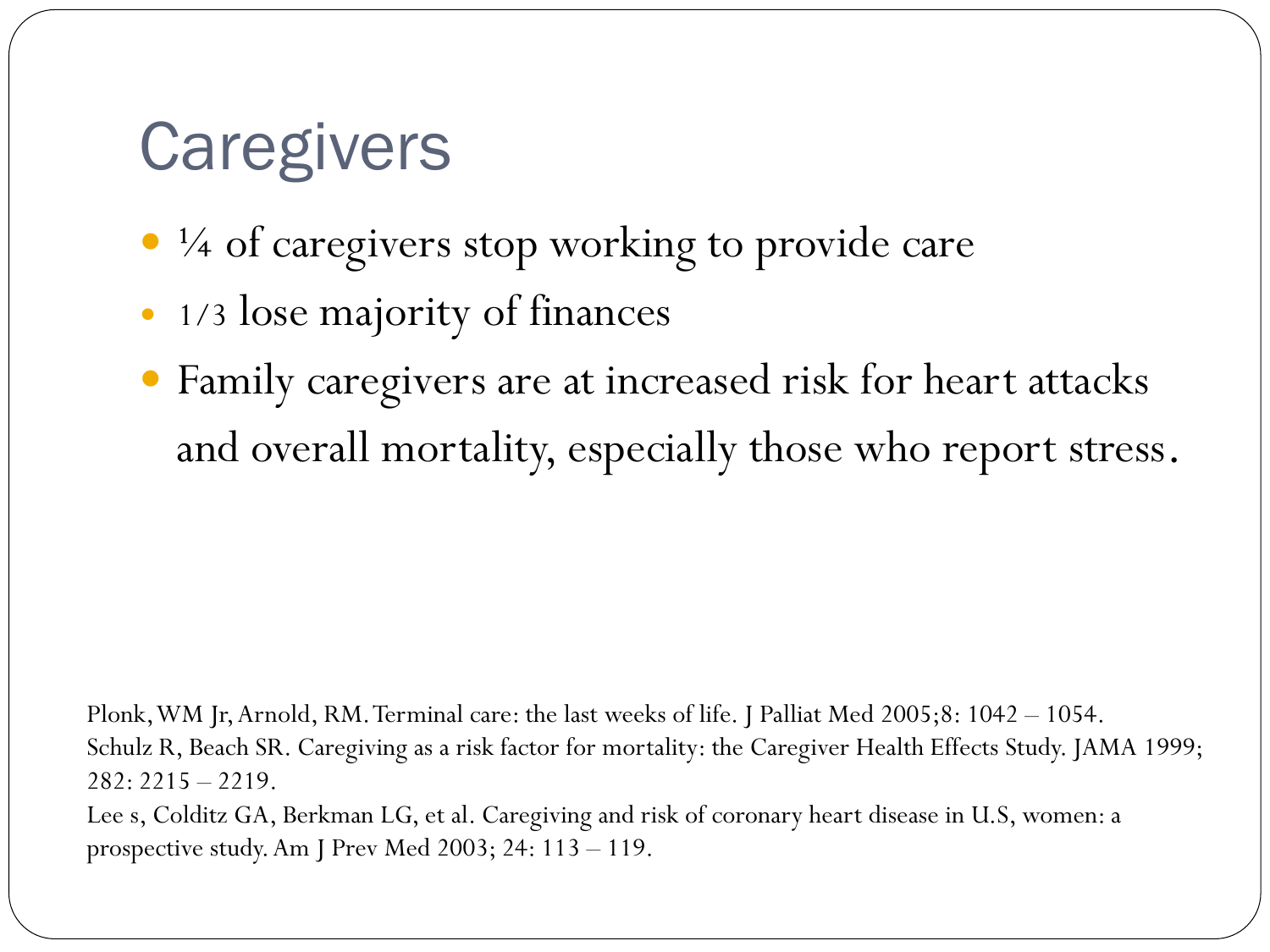# Caregivers

- ¼ of caregivers stop working to provide care
- 1/3 lose majority of finances
- Family caregivers are at increased risk for heart attacks and overall mortality, especially those who report stress.

Plonk, WM Jr, Arnold, RM. Terminal care: the last weeks of life. J Palliat Med 2005;8: 1042 – 1054.
Schulz R, Beach SR. Caregiving as a risk factor for mortality: the Caregiver Health Effects Study. JAMA 1999; 282: 2215 – 2219.
Lee s, Colditz GA, Berkman LG, et al. Caregiving and risk of coronary heart disease in U.S, women: a prospective study. Am J Prev Med 2003; 24: 113 – 119.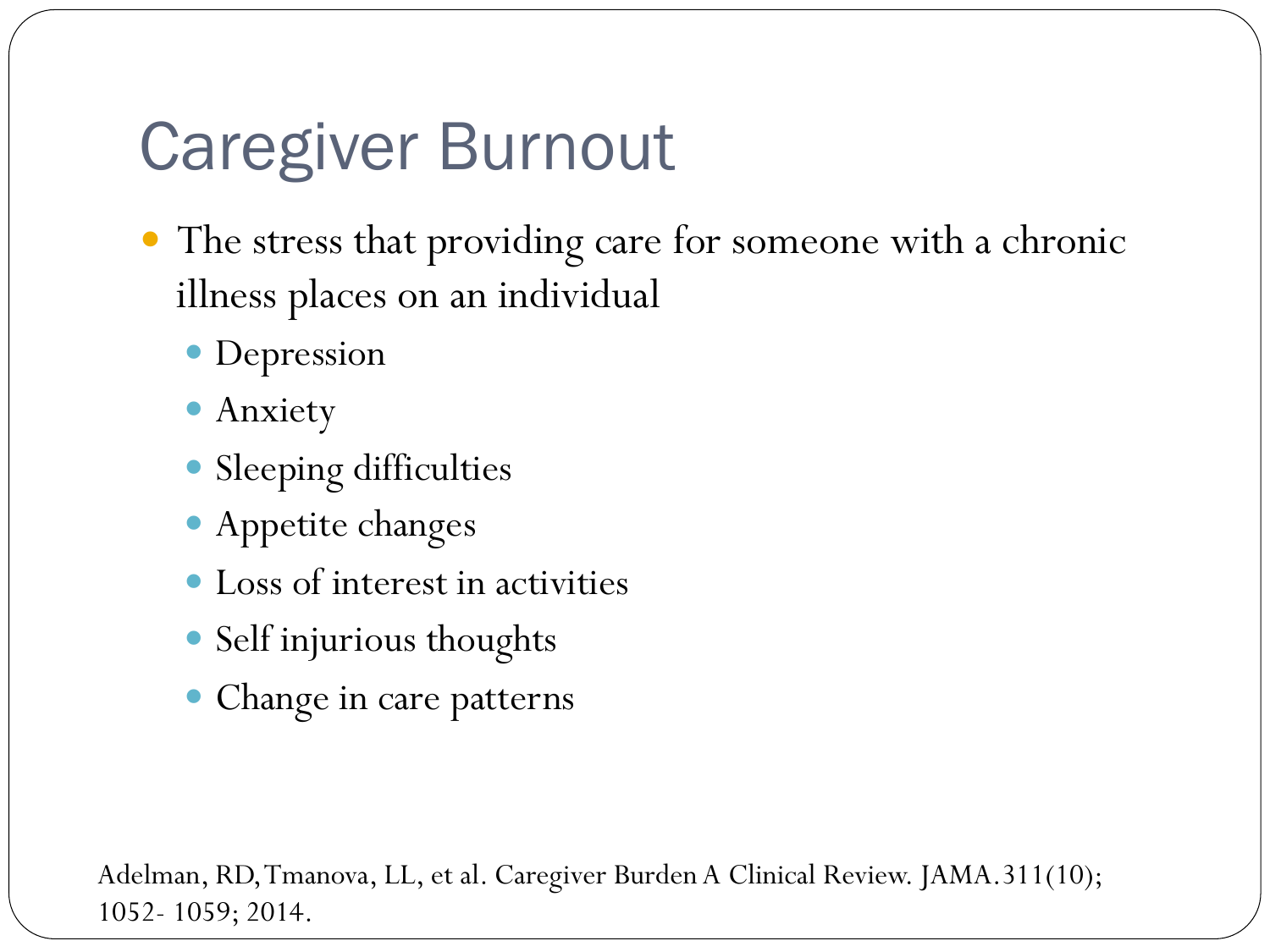# Caregiver Burnout

- The stress that providing care for someone with a chronic illness places on an individual
  - Depression
  - Anxiety
  - Sleeping difficulties
  - Appetite changes
  - Loss of interest in activities
  - Self injurious thoughts
  - Change in care patterns

Adelman, RD, Tmanova, LL, et al. Caregiver Burden A Clinical Review. JAMA. 311(10); 1052- 1059; 2014.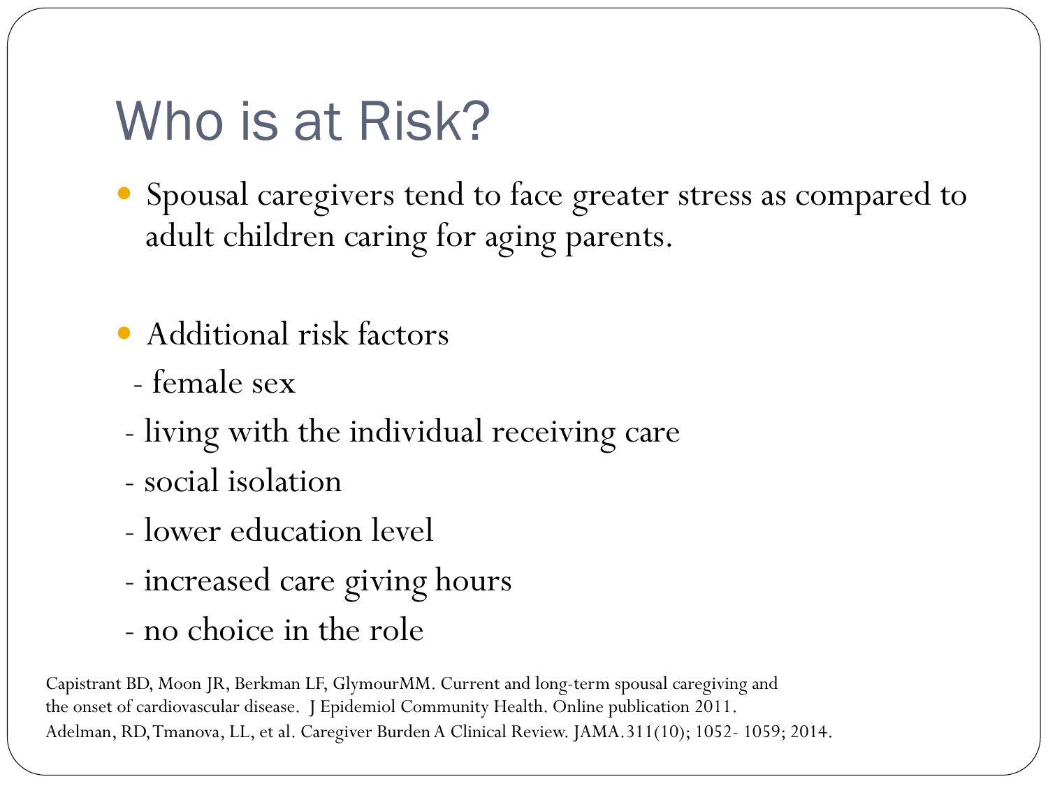# Who is at Risk?

- Spousal caregivers tend to face greater stress as compared to adult children caring for aging parents.

- Additional risk factors
  - female sex
  - living with the individual receiving care
  - social isolation
  - lower education level
  - increased care giving hours
  - no choice in the role

Capistrant BD, Moon JR, Berkman LF, GlymourMM. Current and long-term spousal caregiving and the onset of cardiovascular disease. J Epidemiol Community Health. Online publication 2011.

Adelman, RD, Tmanova, LL, et al. Caregiver Burden A Clinical Review. JAMA.311(10); 1052- 1059; 2014.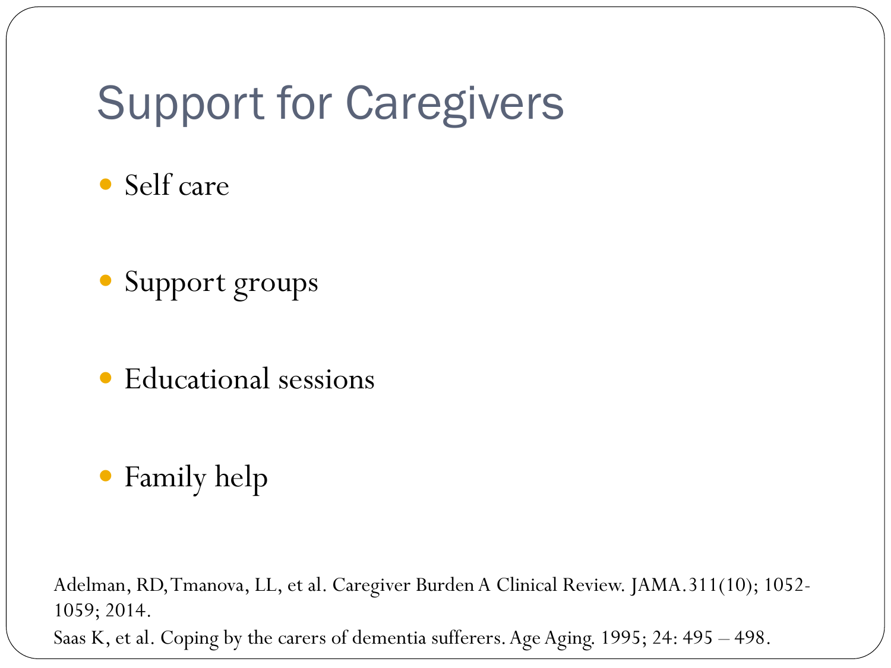# Support for Caregivers

- Self care
- Support groups
- Educational sessions
- Family help

Adelman, RD, Tmanova, LL, et al. Caregiver Burden A Clinical Review. JAMA. 311(10); 1052-1059; 2014.

Saas K, et al. Coping by the carers of dementia sufferers. Age Aging. 1995; 24: 495 – 498.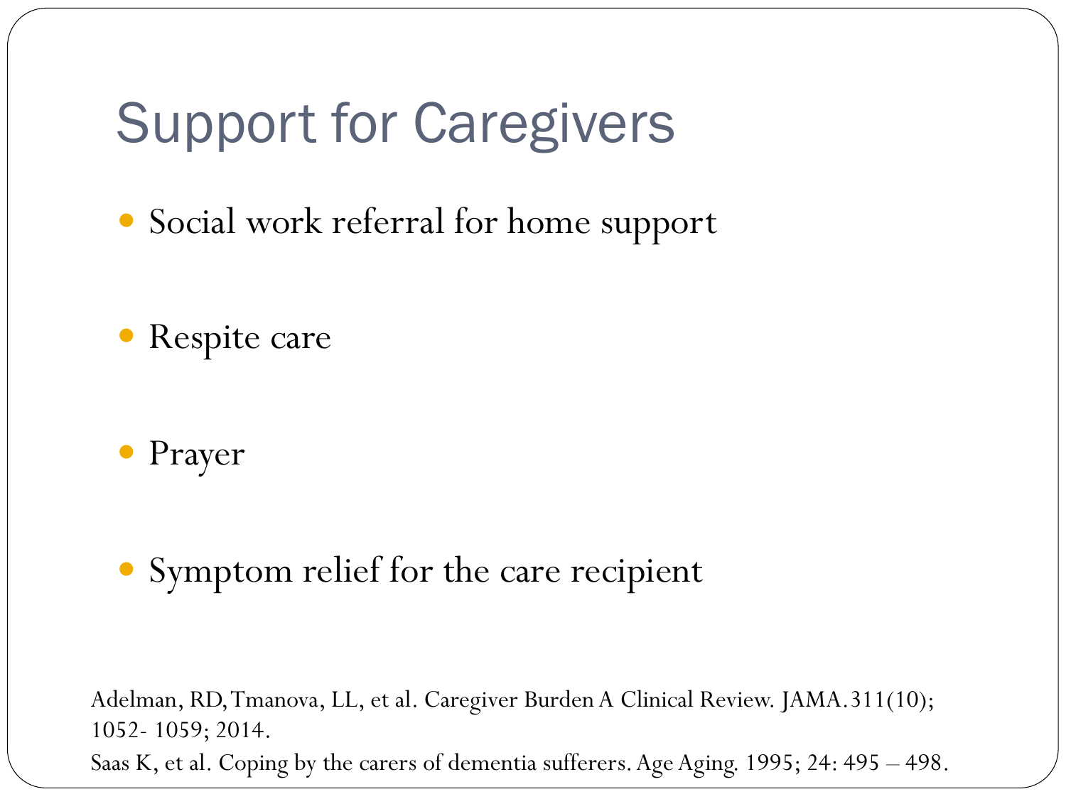# Support for Caregivers

- Social work referral for home support
- Respite care
- Prayer
- Symptom relief for the care recipient

Adelman, RD, Tmanova, LL, et al. Caregiver Burden A Clinical Review. JAMA. 311(10); 1052- 1059; 2014.

Saas K, et al. Coping by the carers of dementia sufferers. Age Aging. 1995; 24: 495 – 498.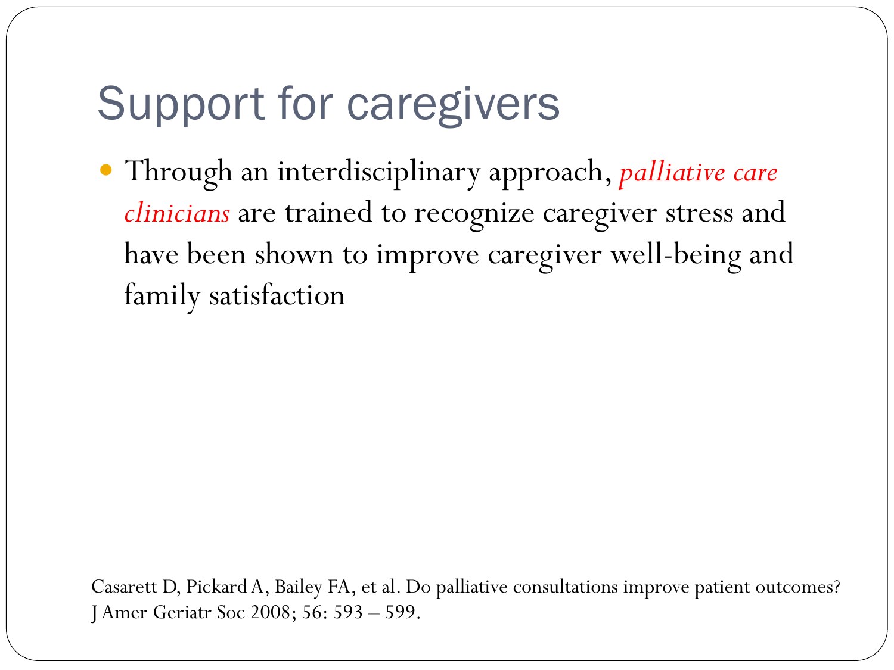# Support for caregivers

- Through an interdisciplinary approach, *palliative care clinicians* are trained to recognize caregiver stress and have been shown to improve caregiver well-being and family satisfaction

Casarett D, Pickard A, Bailey FA, et al. Do palliative consultations improve patient outcomes? J Amer Geriatr Soc 2008; 56: 593 – 599.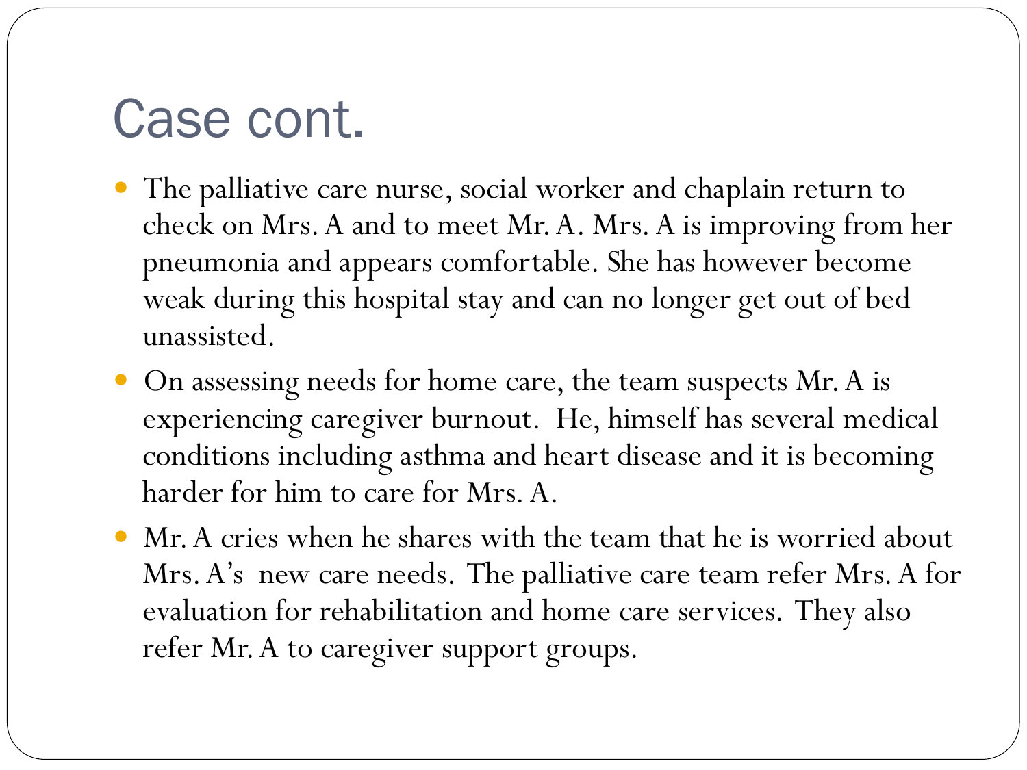# Case cont.

- The palliative care nurse, social worker and chaplain return to check on Mrs. A and to meet Mr. A. Mrs. A is improving from her pneumonia and appears comfortable. She has however become weak during this hospital stay and can no longer get out of bed unassisted.
- On assessing needs for home care, the team suspects Mr. A is experiencing caregiver burnout. He, himself has several medical conditions including asthma and heart disease and it is becoming harder for him to care for Mrs. A.
- Mr. A cries when he shares with the team that he is worried about Mrs. A's new care needs. The palliative care team refer Mrs. A for evaluation for rehabilitation and home care services. They also refer Mr. A to caregiver support groups.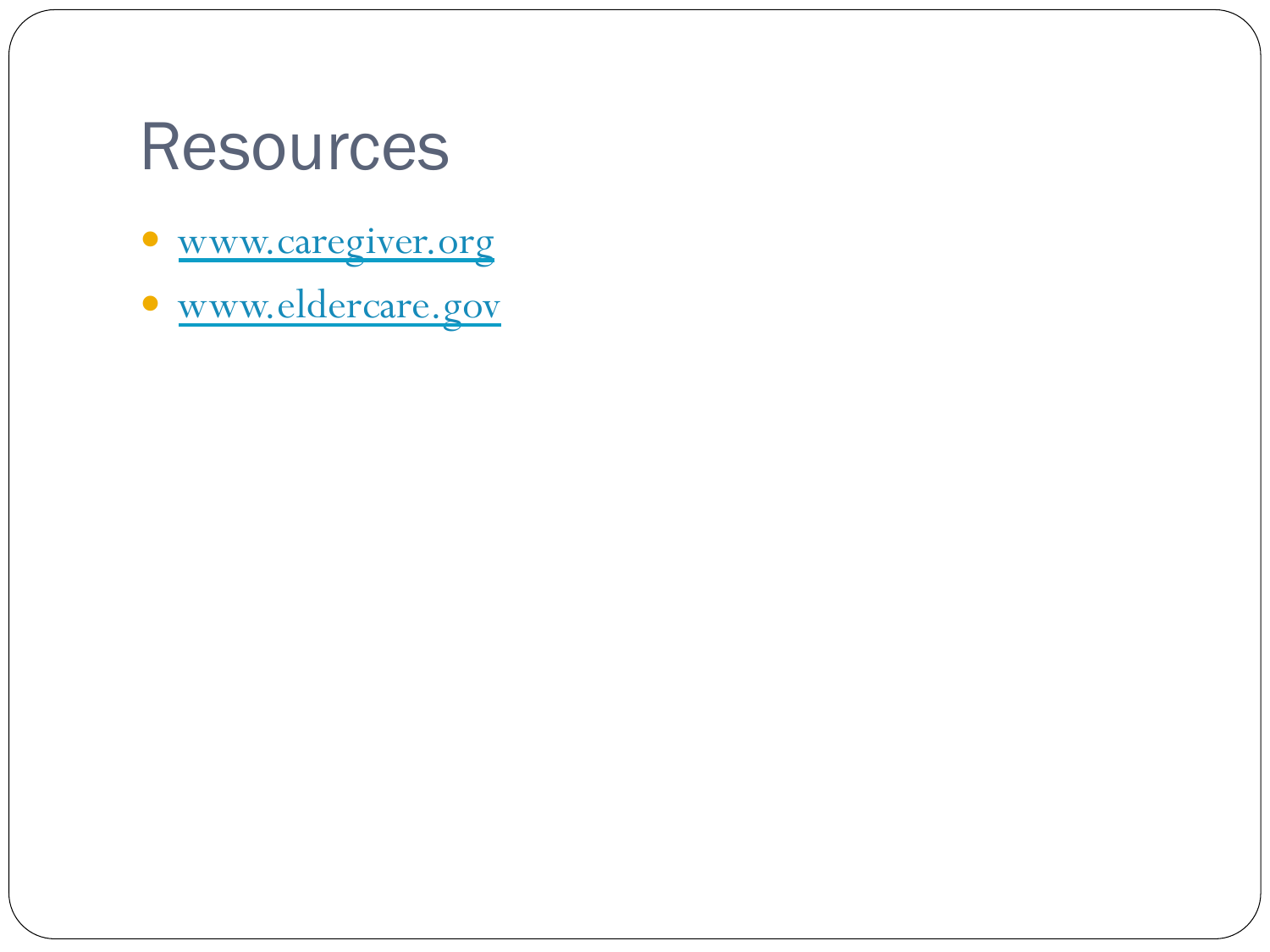# Resources

- www.caregiver.org
- www.eldercare.gov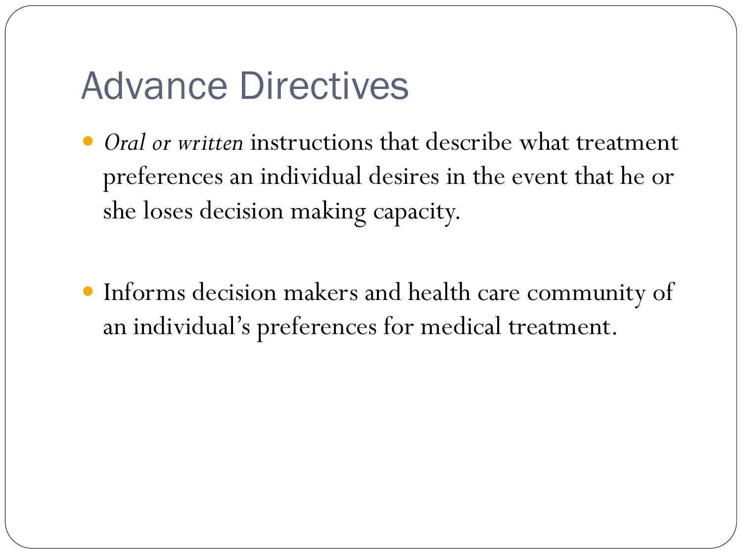# Advance Directives

- *Oral or written* instructions that describe what treatment preferences an individual desires in the event that he or she loses decision making capacity.

- Informs decision makers and health care community of an individual's preferences for medical treatment.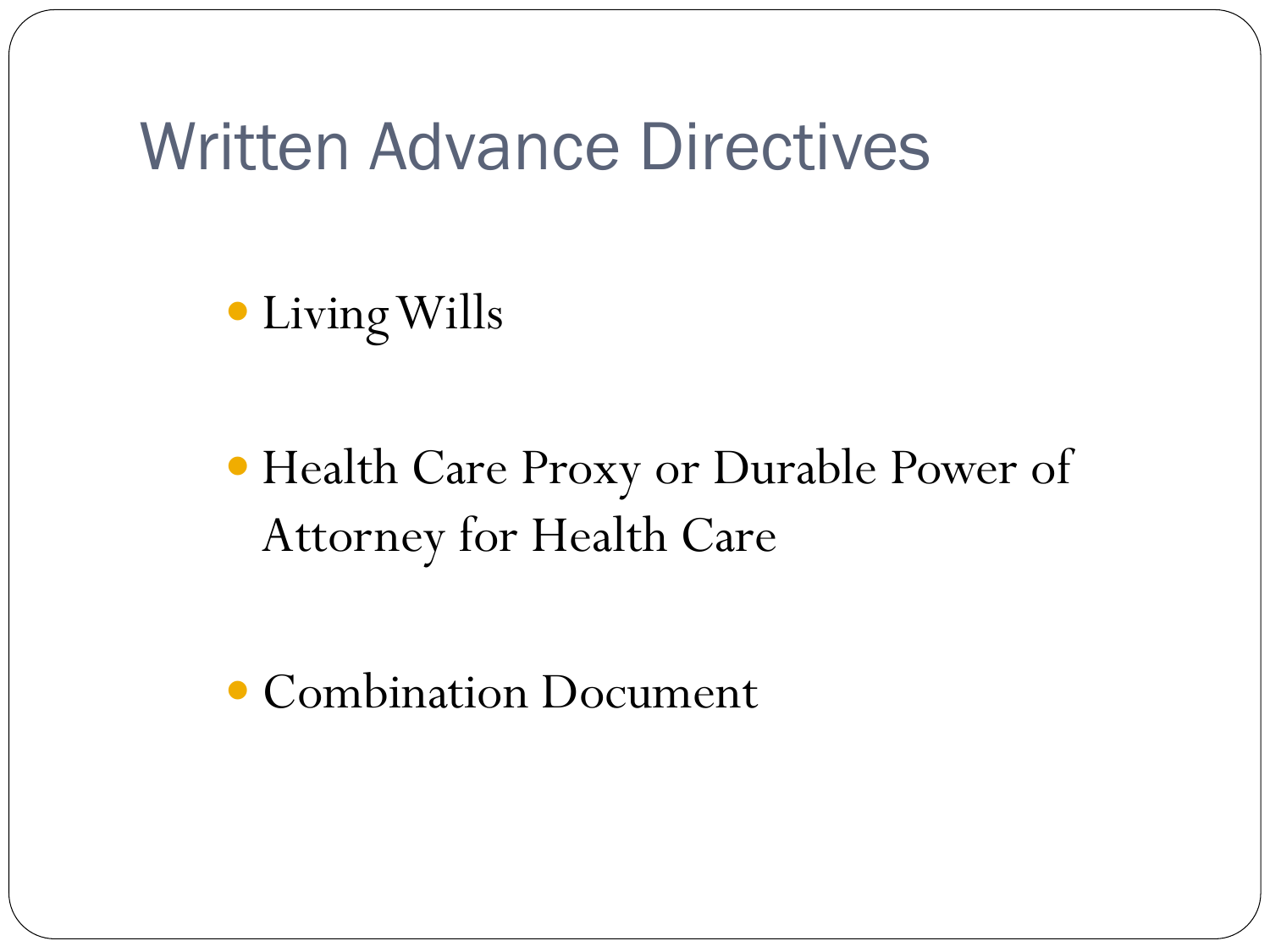# Written Advance Directives

- Living Wills
- Health Care Proxy or Durable Power of Attorney for Health Care
- Combination Document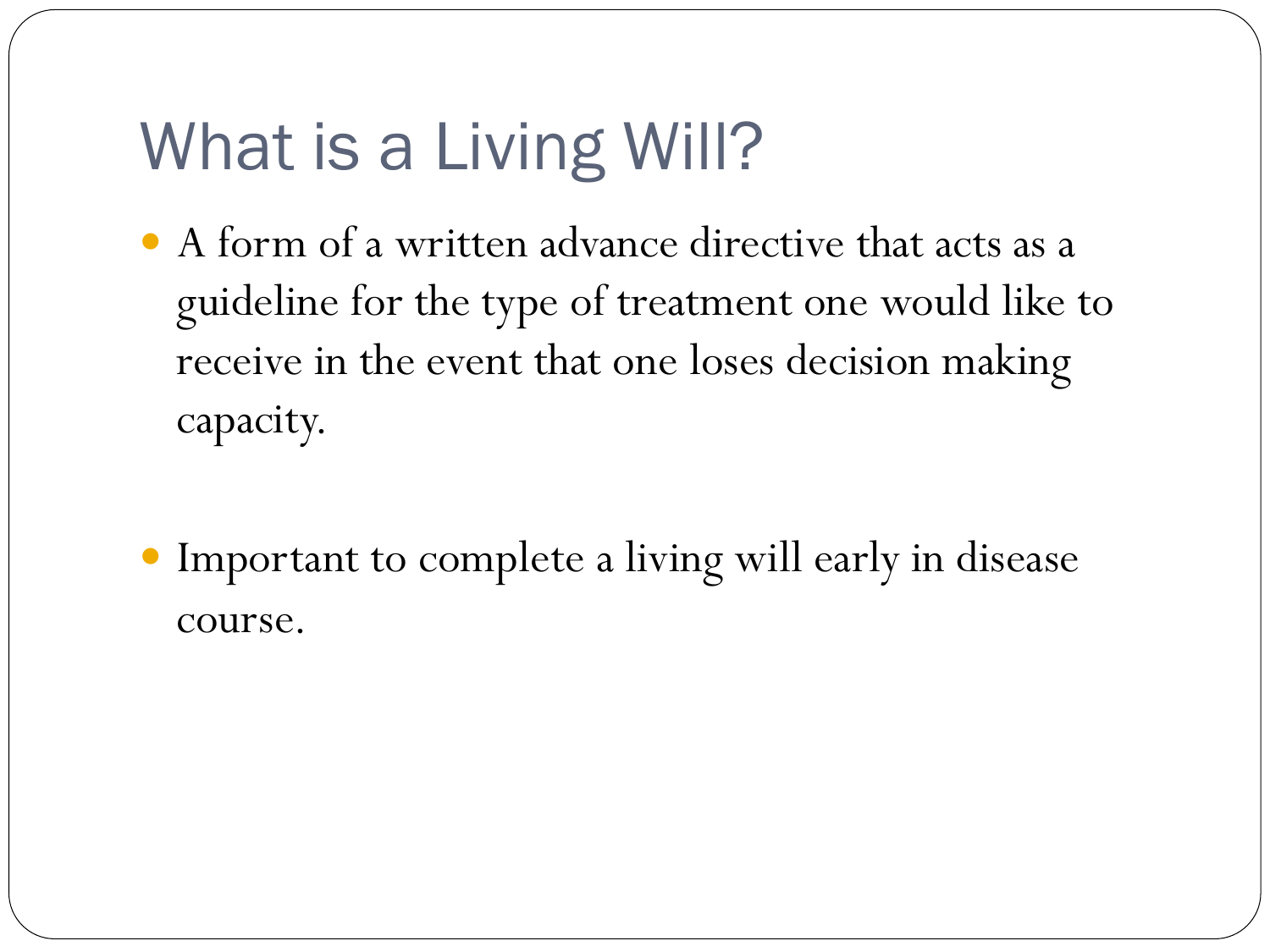# What is a Living Will?

- A form of a written advance directive that acts as a guideline for the type of treatment one would like to receive in the event that one loses decision making capacity.

- Important to complete a living will early in disease course.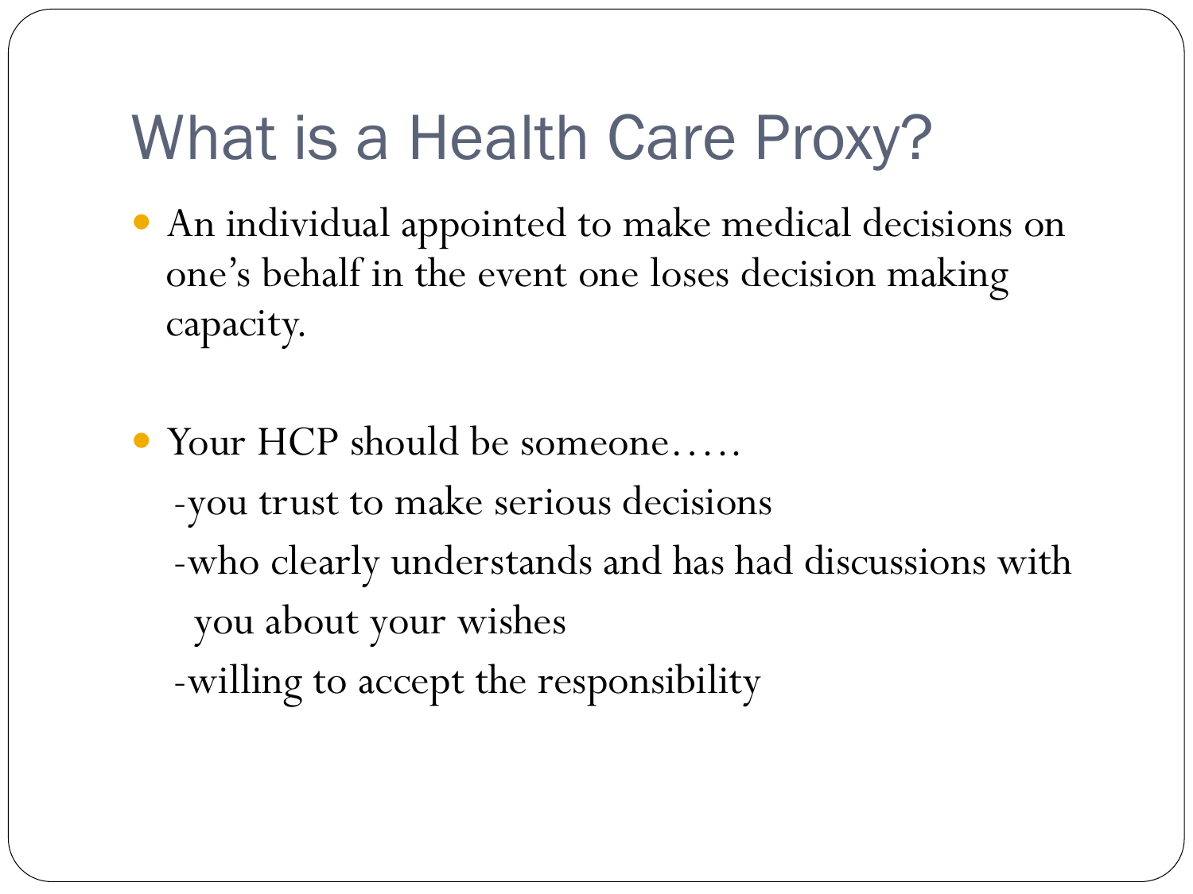# What is a Health Care Proxy?

- An individual appointed to make medical decisions on one's behalf in the event one loses decision making capacity.

- Your HCP should be someone…..
  - -you trust to make serious decisions
  - -who clearly understands and has had discussions with you about your wishes
  - -willing to accept the responsibility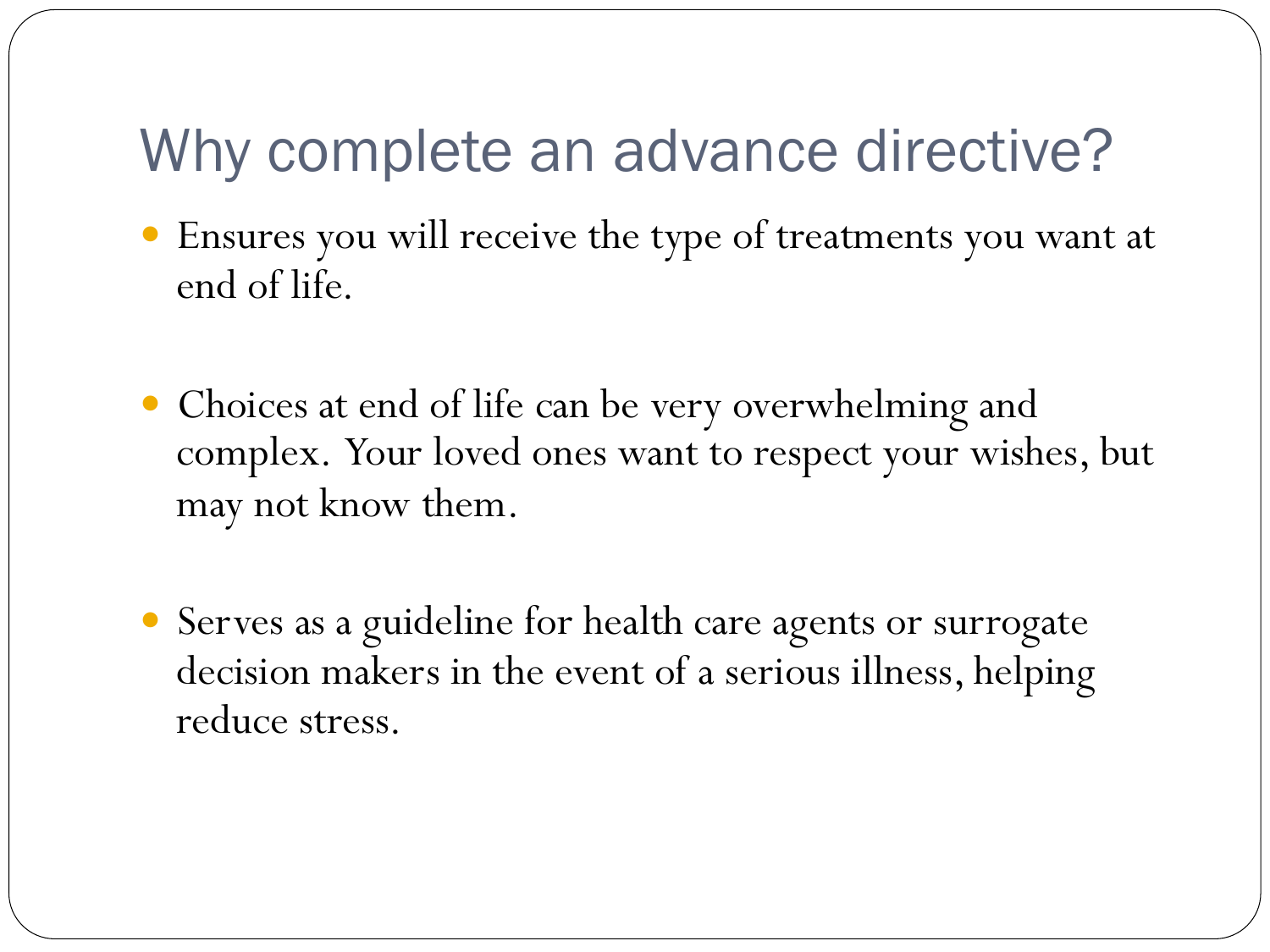# Why complete an advance directive?

- Ensures you will receive the type of treatments you want at end of life.

- Choices at end of life can be very overwhelming and complex. Your loved ones want to respect your wishes, but may not know them.

- Serves as a guideline for health care agents or surrogate decision makers in the event of a serious illness, helping reduce stress.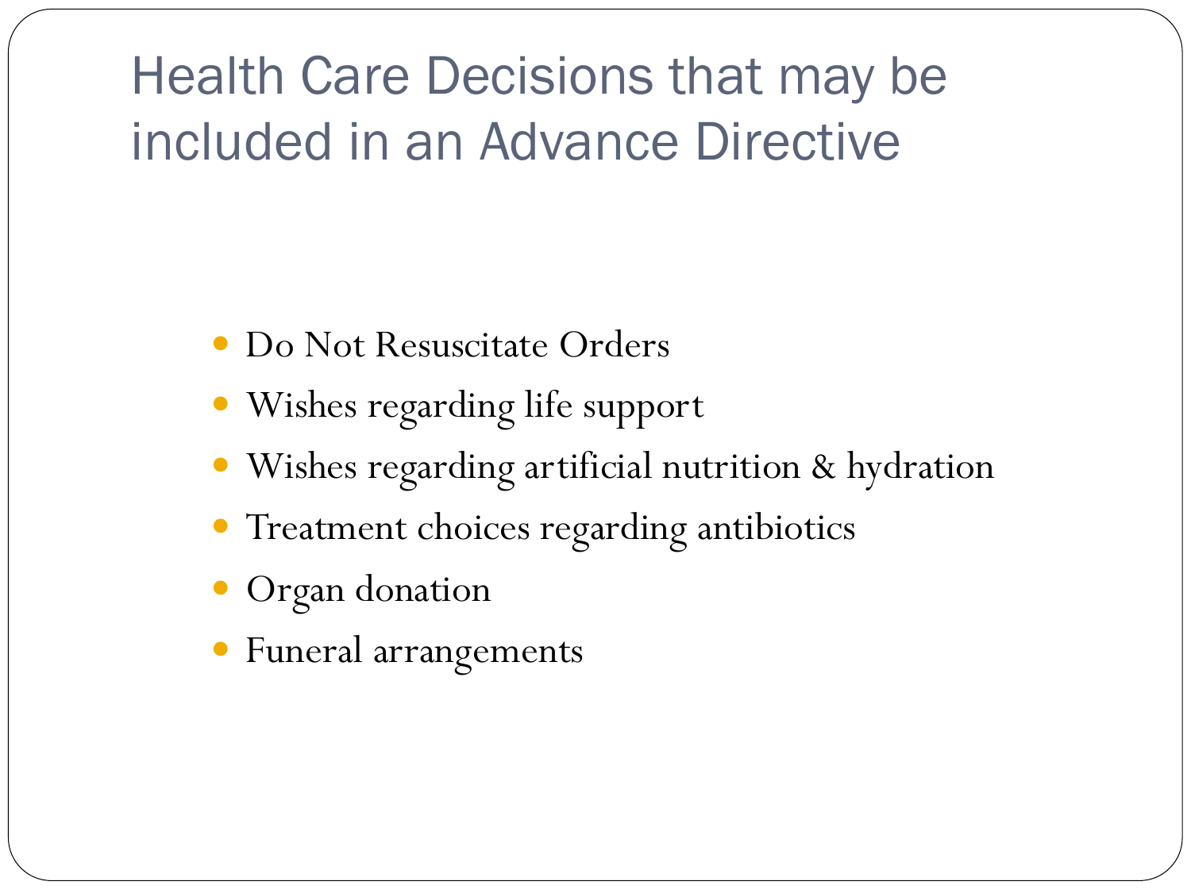# Health Care Decisions that may be included in an Advance Directive

- Do Not Resuscitate Orders
- Wishes regarding life support
- Wishes regarding artificial nutrition & hydration
- Treatment choices regarding antibiotics
- Organ donation
- Funeral arrangements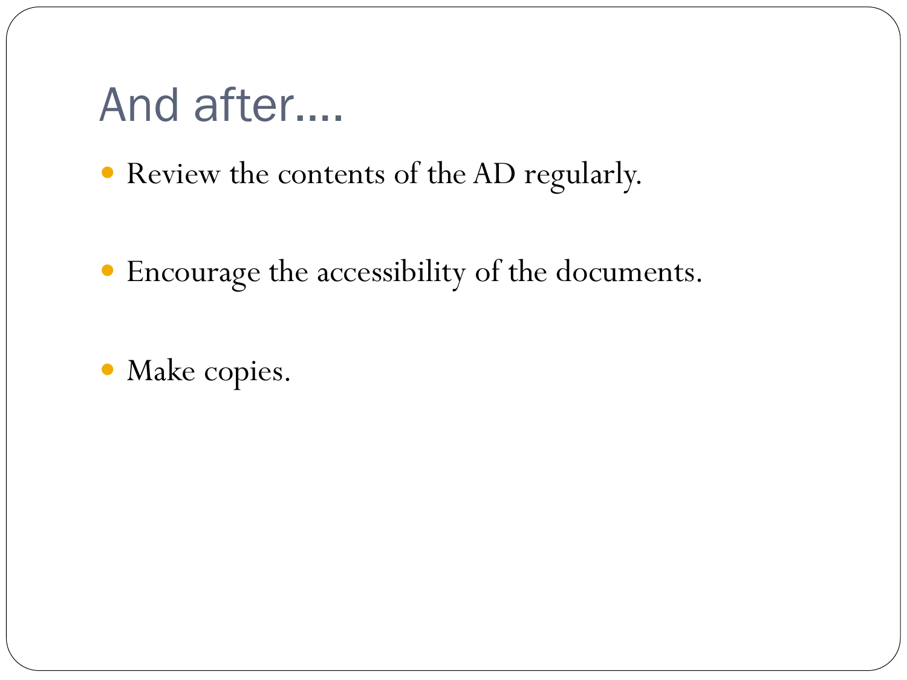# And after….

- Review the contents of the AD regularly.
- Encourage the accessibility of the documents.
- Make copies.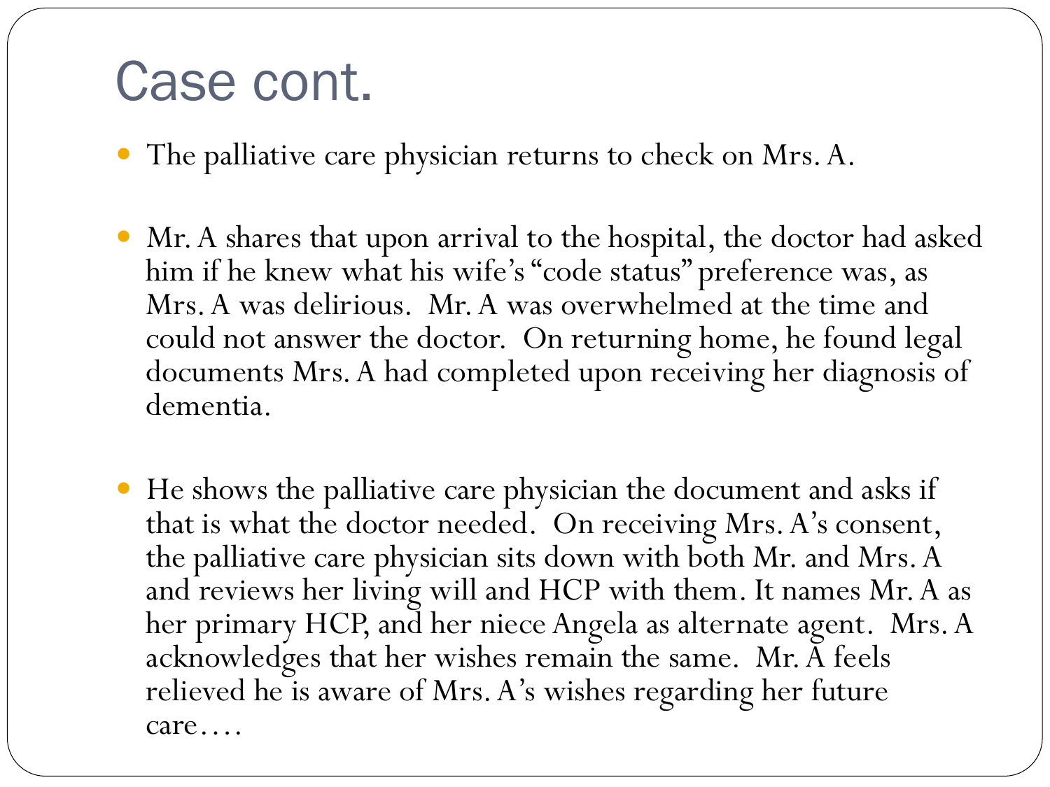# Case cont.

- The palliative care physician returns to check on Mrs. A.

- Mr. A shares that upon arrival to the hospital, the doctor had asked him if he knew what his wife's "code status" preference was, as Mrs. A was delirious. Mr. A was overwhelmed at the time and could not answer the doctor. On returning home, he found legal documents Mrs. A had completed upon receiving her diagnosis of dementia.

- He shows the palliative care physician the document and asks if that is what the doctor needed. On receiving Mrs. A's consent, the palliative care physician sits down with both Mr. and Mrs. A and reviews her living will and HCP with them. It names Mr. A as her primary HCP, and her niece Angela as alternate agent. Mrs. A acknowledges that her wishes remain the same. Mr. A feels relieved he is aware of Mrs. A's wishes regarding her future care….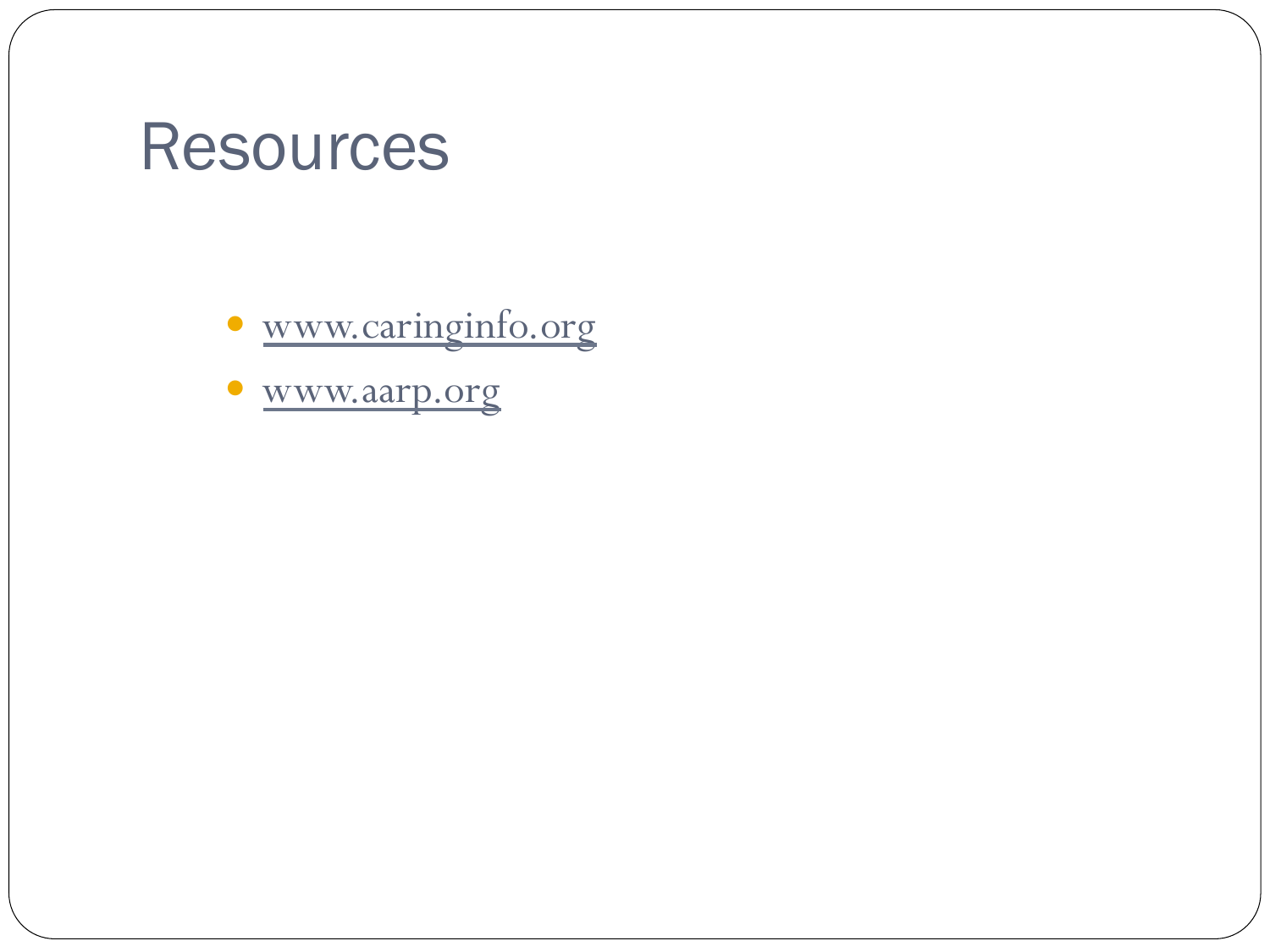# Resources

- www.caringinfo.org
- www.aarp.org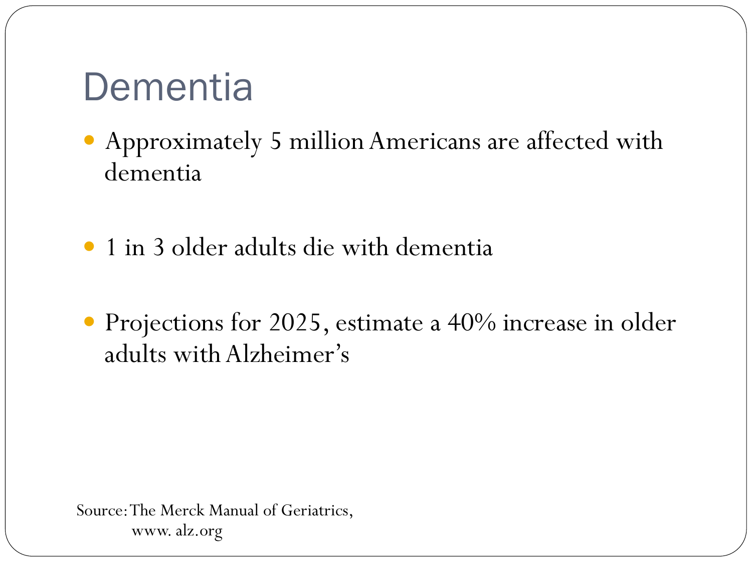# Dementia

- Approximately 5 million Americans are affected with dementia
- 1 in 3 older adults die with dementia
- Projections for 2025, estimate a 40% increase in older adults with Alzheimer's

Source: The Merck Manual of Geriatrics,
www. alz.org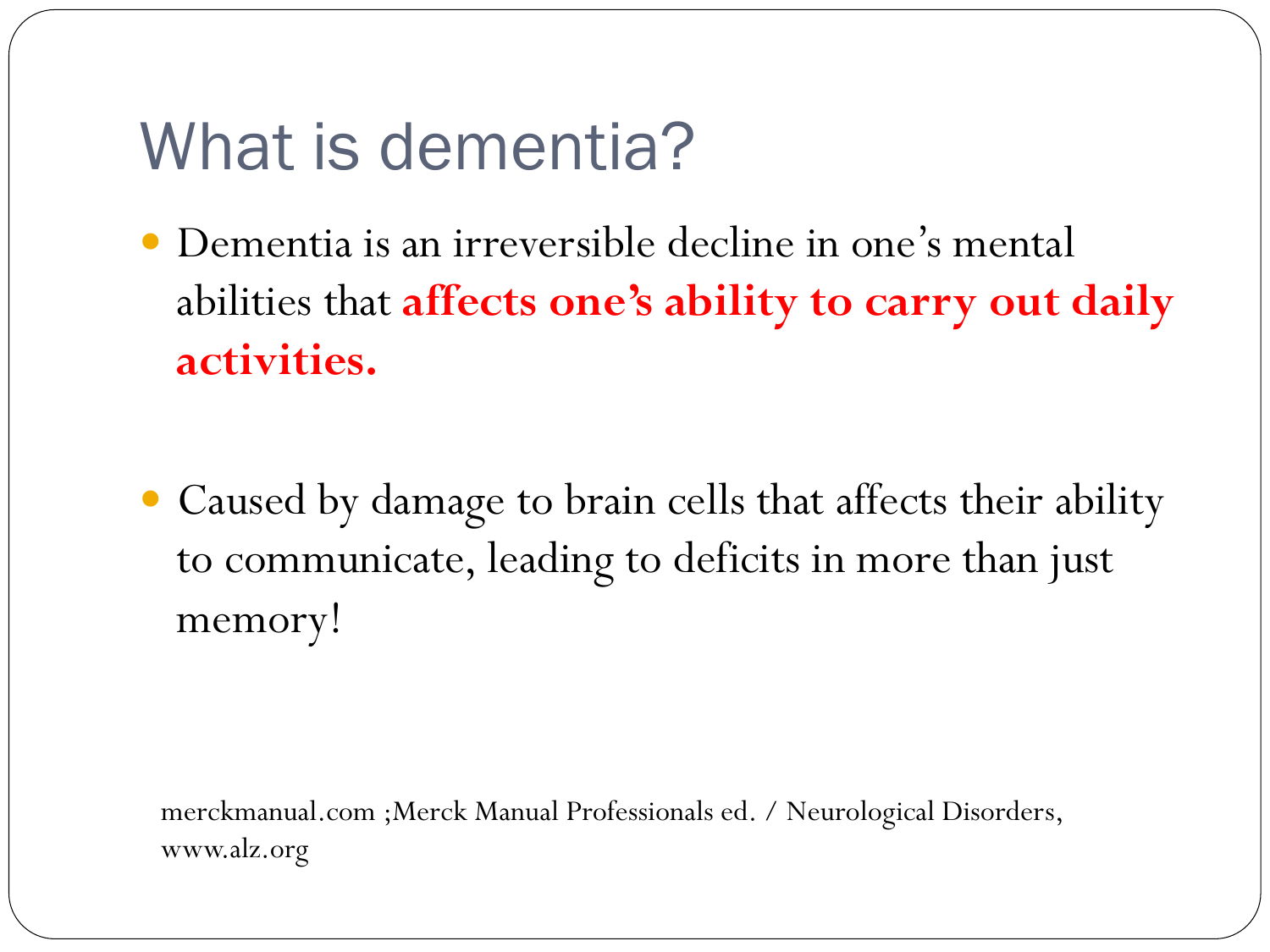# What is dementia?

- Dementia is an irreversible decline in one's mental abilities that **affects one's ability to carry out daily activities.**

- Caused by damage to brain cells that affects their ability to communicate, leading to deficits in more than just memory!

merckmanual.com ;Merck Manual Professionals ed. / Neurological Disorders, www.alz.org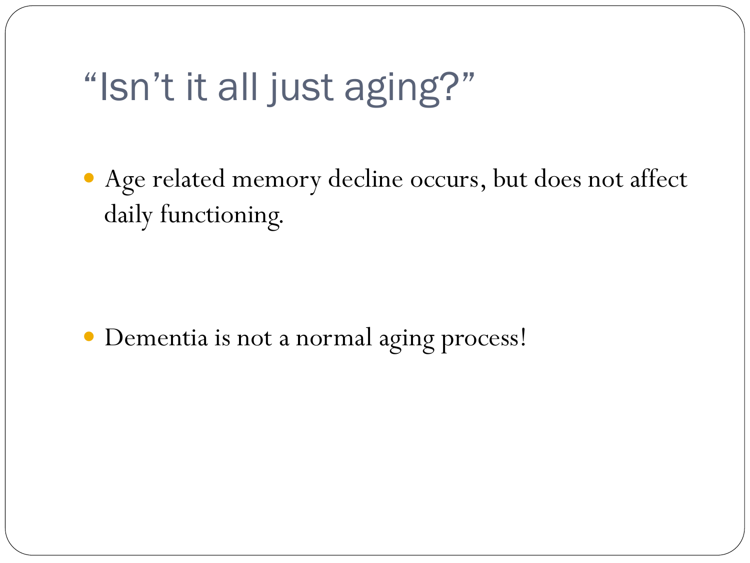# "Isn't it all just aging?"

- Age related memory decline occurs, but does not affect daily functioning.
- Dementia is not a normal aging process!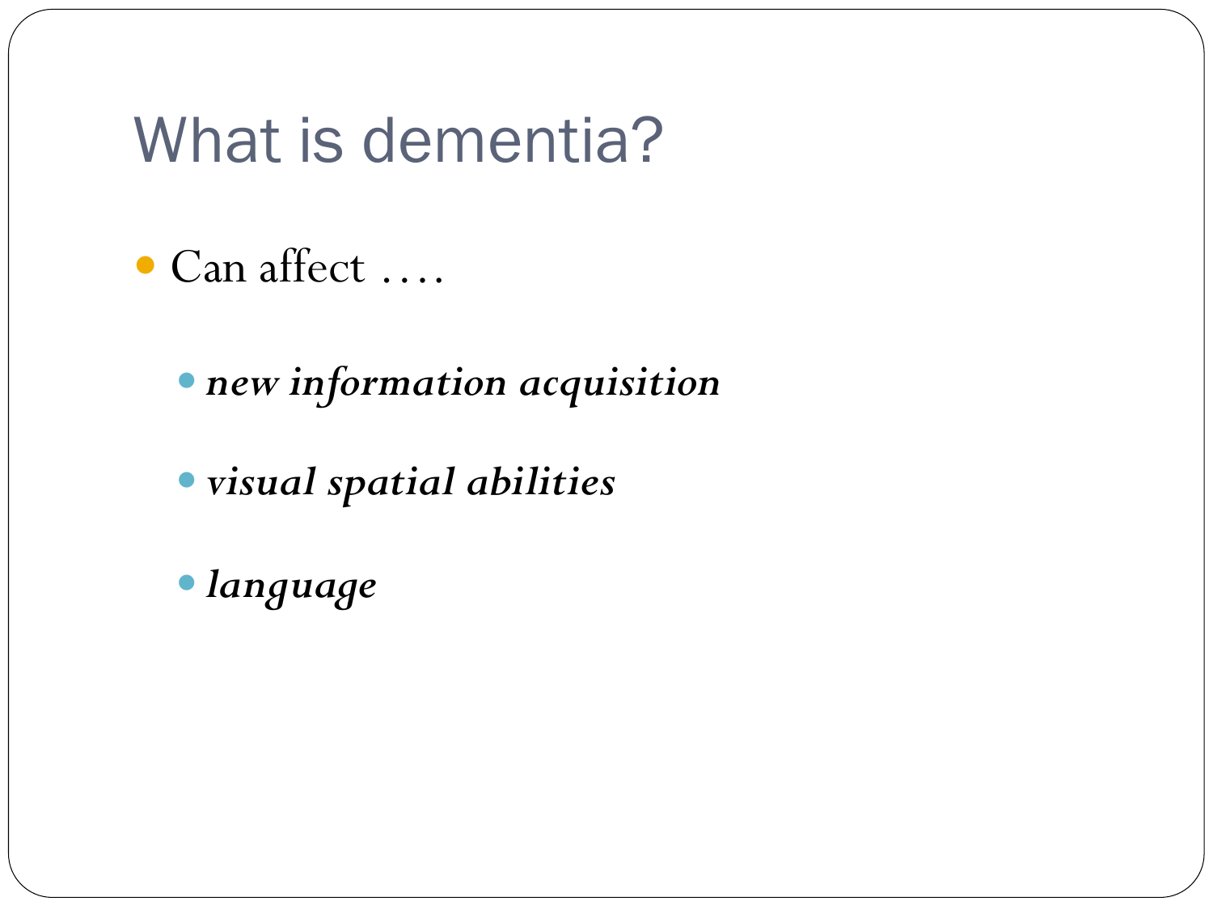# What is dementia?

- Can affect ….
  - ***new information acquisition***
  - ***visual spatial abilities***
  - ***language***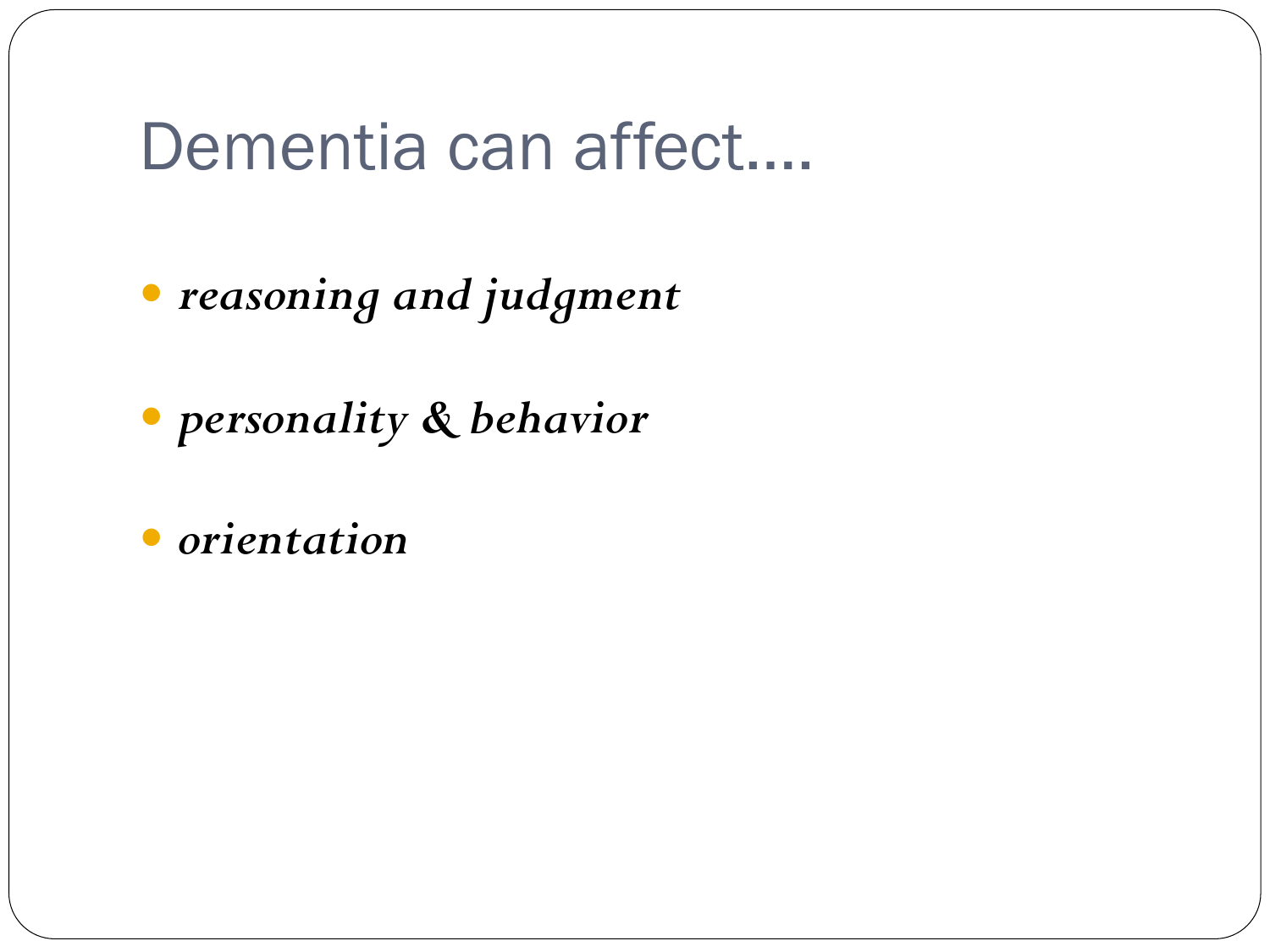# Dementia can affect….

- ***reasoning and judgment***
- ***personality & behavior***
- ***orientation***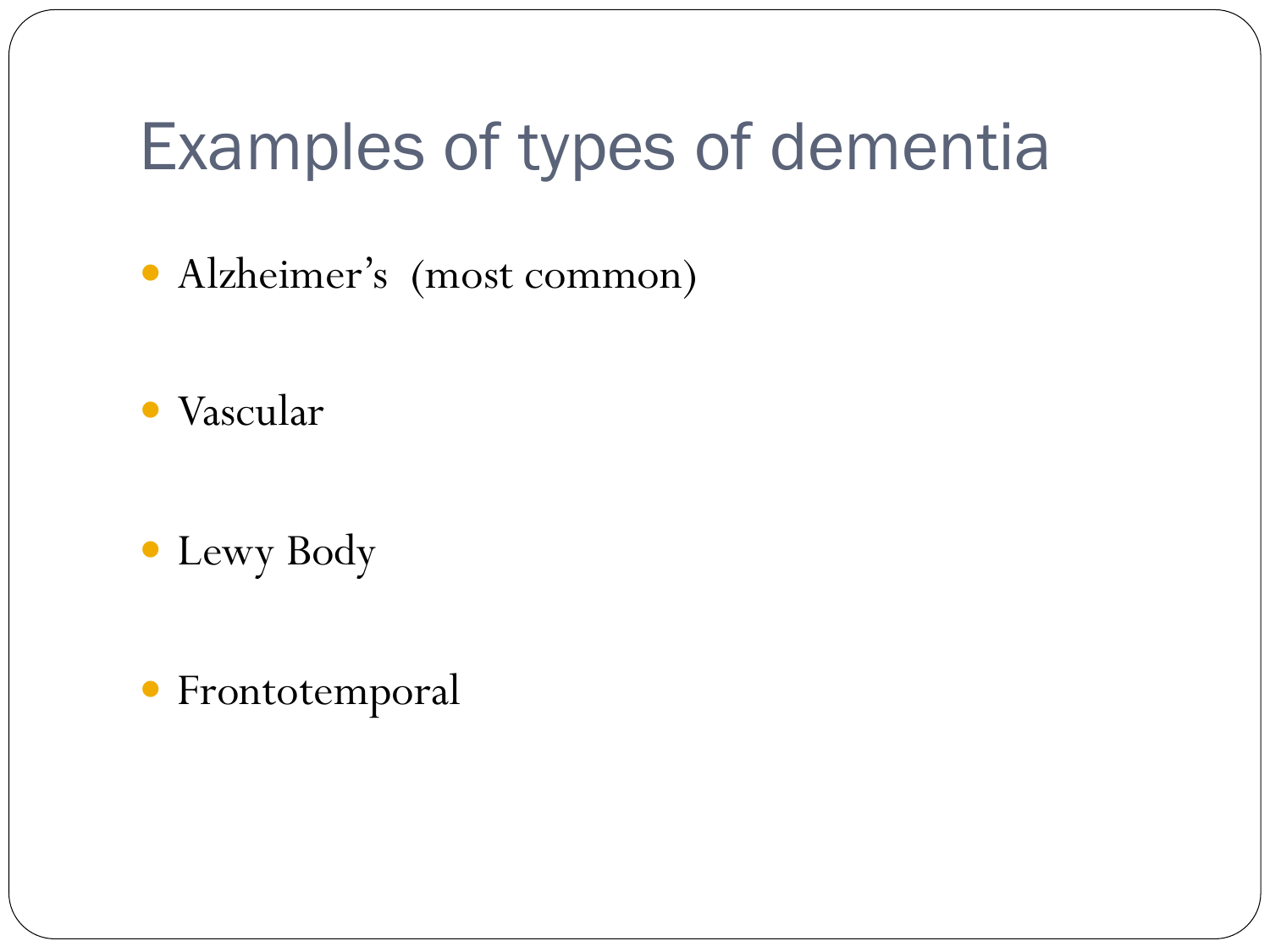# Examples of types of dementia

- Alzheimer's (most common)
- Vascular
- Lewy Body
- Frontotemporal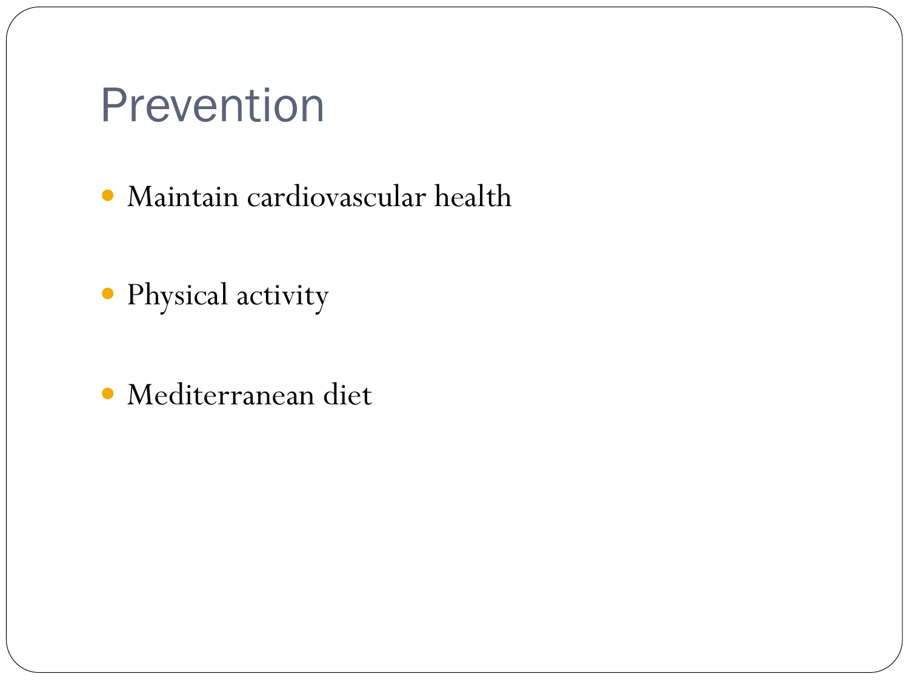# Prevention

- Maintain cardiovascular health
- Physical activity
- Mediterranean diet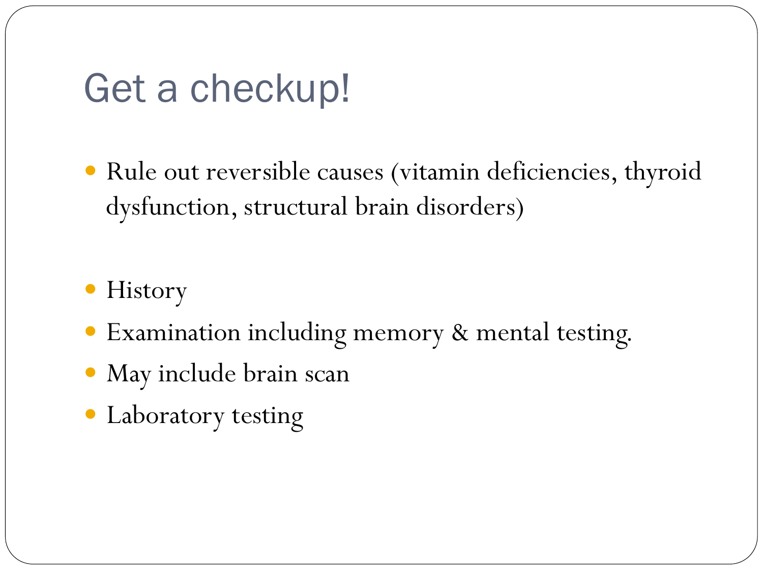# Get a checkup!

- Rule out reversible causes (vitamin deficiencies, thyroid dysfunction, structural brain disorders)

- History
- Examination including memory & mental testing.
- May include brain scan
- Laboratory testing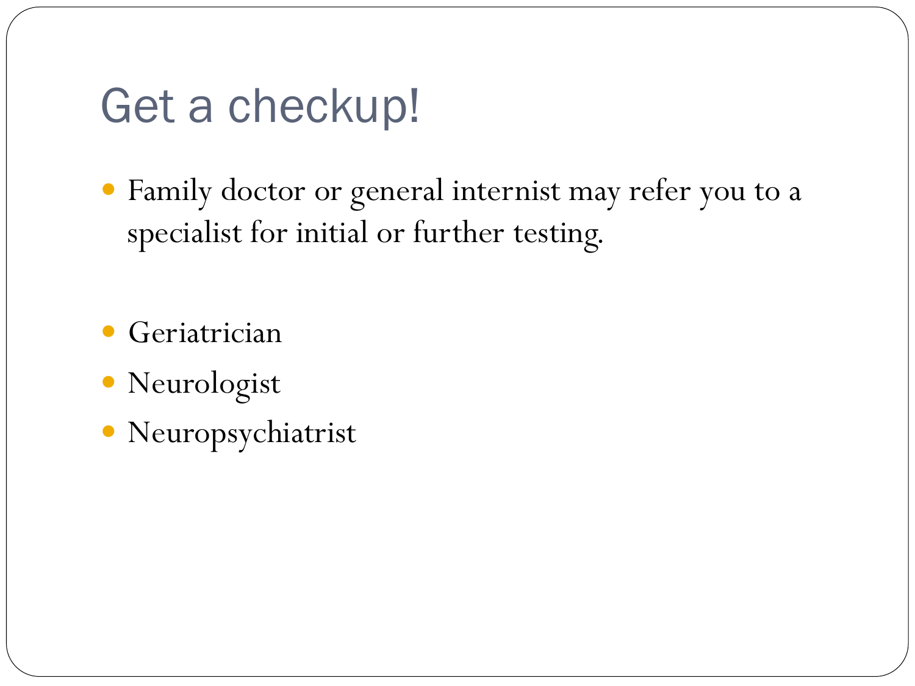# Get a checkup!

- Family doctor or general internist may refer you to a specialist for initial or further testing.

- Geriatrician
- Neurologist
- Neuropsychiatrist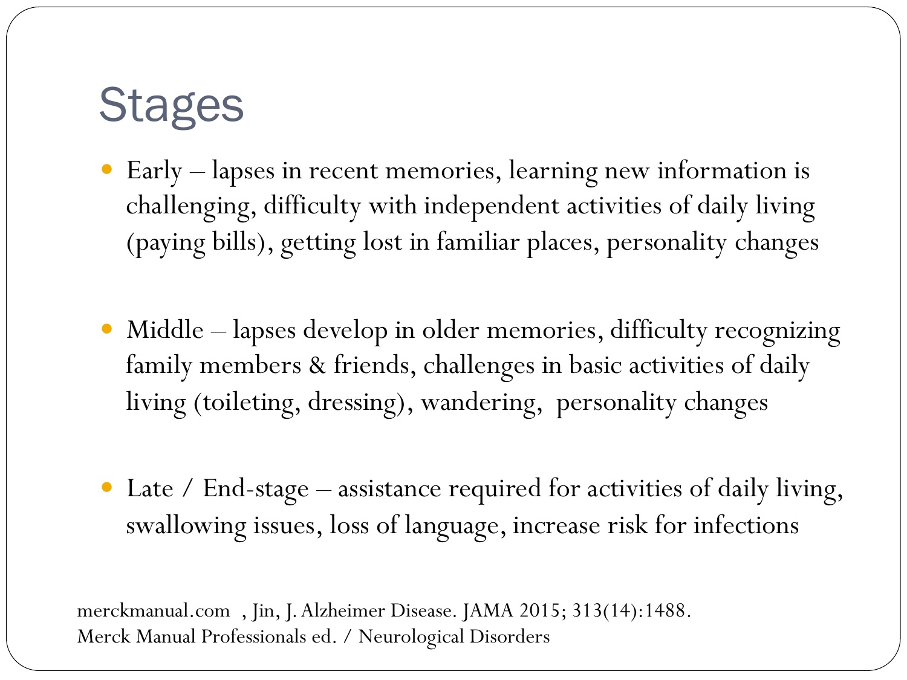# Stages

- Early – lapses in recent memories, learning new information is challenging, difficulty with independent activities of daily living (paying bills), getting lost in familiar places, personality changes

- Middle – lapses develop in older memories, difficulty recognizing family members & friends, challenges in basic activities of daily living (toileting, dressing), wandering, personality changes

- Late / End-stage – assistance required for activities of daily living, swallowing issues, loss of language, increase risk for infections

merckmanual.com , Jin, J. Alzheimer Disease. JAMA 2015; 313(14):1488.
Merck Manual Professionals ed. / Neurological Disorders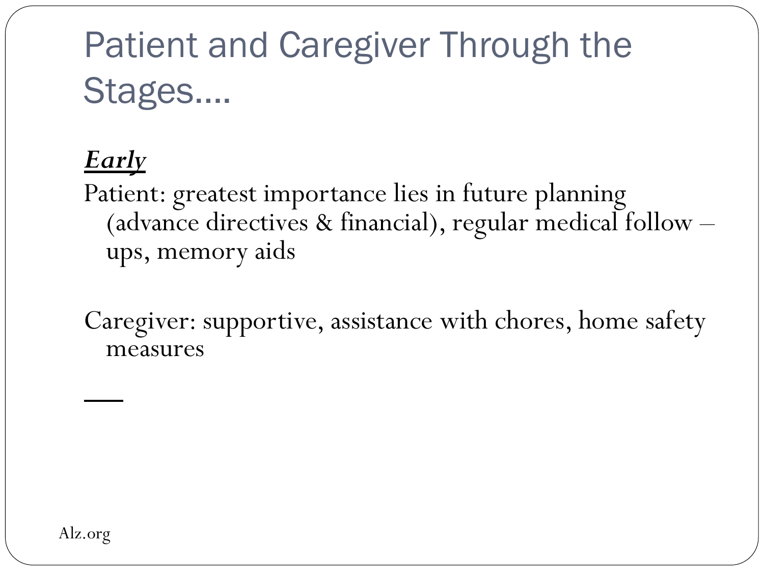# Patient and Caregiver Through the Stages….

***Early***

Patient: greatest importance lies in future planning (advance directives & financial), regular medical follow – ups, memory aids

Caregiver: supportive, assistance with chores, home safety measures

Alz.org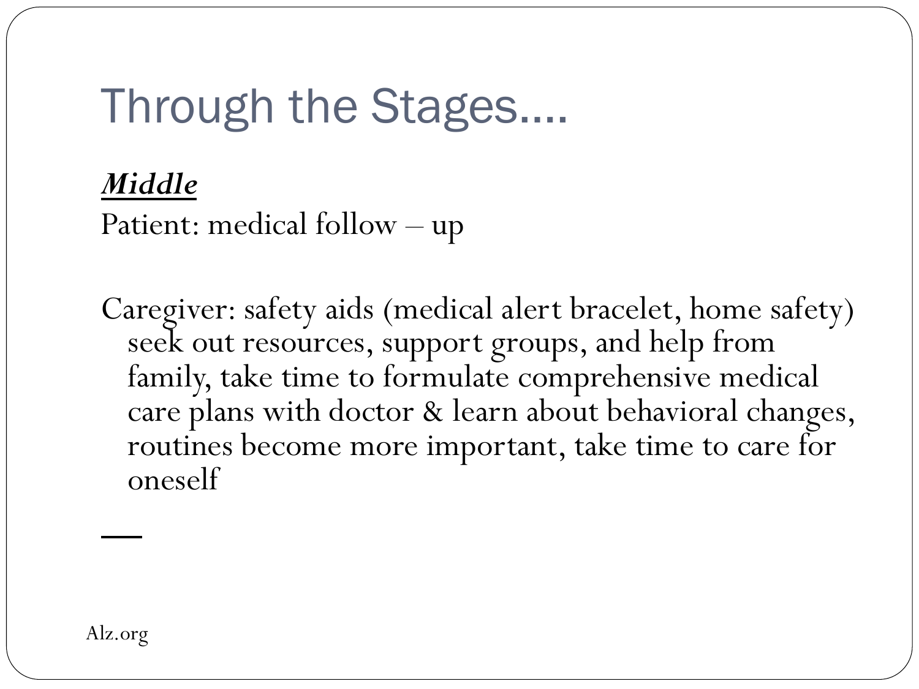# Through the Stages….

***Middle***

Patient: medical follow – up

Caregiver: safety aids (medical alert bracelet, home safety) seek out resources, support groups, and help from family, take time to formulate comprehensive medical care plans with doctor & learn about behavioral changes, routines become more important, take time to care for oneself

Alz.org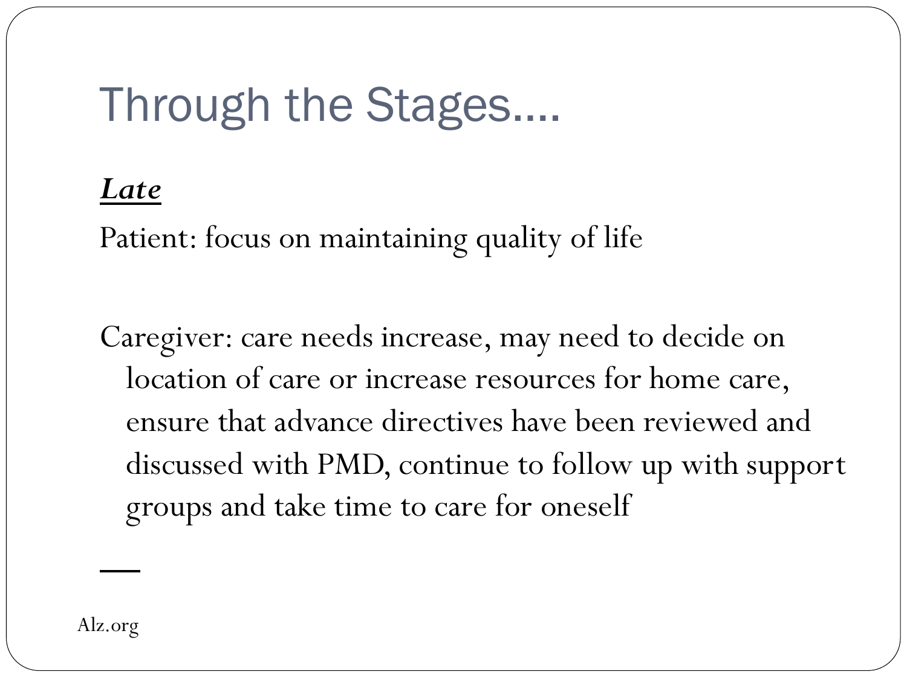# Through the Stages….

***Late***

Patient: focus on maintaining quality of life

Caregiver: care needs increase, may need to decide on location of care or increase resources for home care, ensure that advance directives have been reviewed and discussed with PMD, continue to follow up with support groups and take time to care for oneself

Alz.org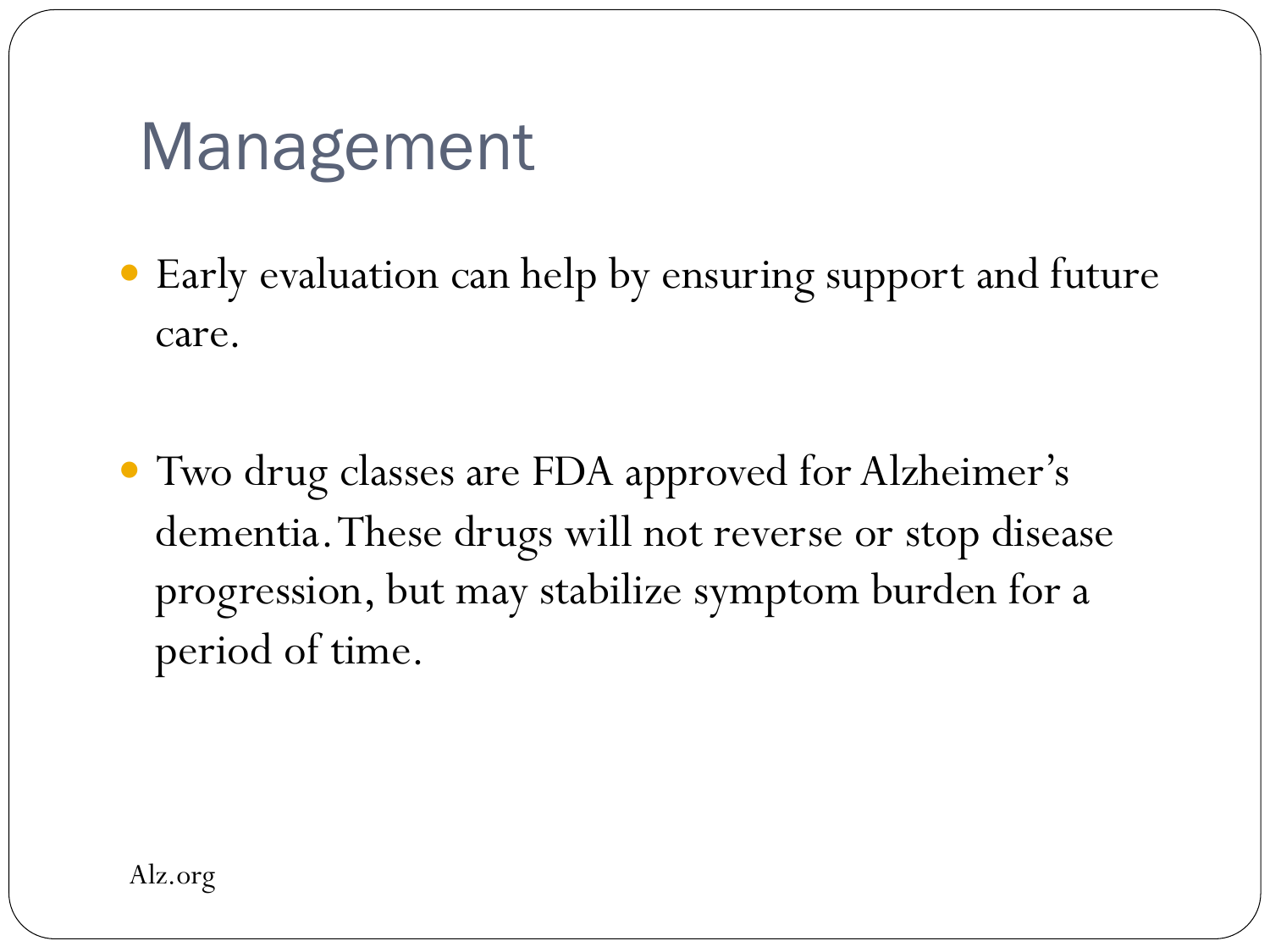# Management

- Early evaluation can help by ensuring support and future care.

- Two drug classes are FDA approved for Alzheimer's dementia. These drugs will not reverse or stop disease progression, but may stabilize symptom burden for a period of time.

Alz.org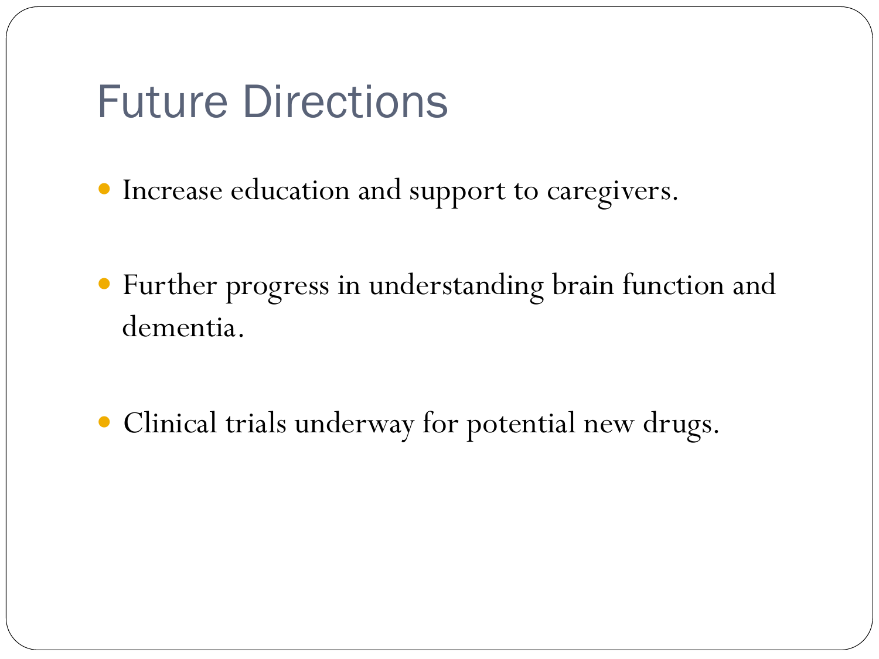# Future Directions

- Increase education and support to caregivers.
- Further progress in understanding brain function and dementia.
- Clinical trials underway for potential new drugs.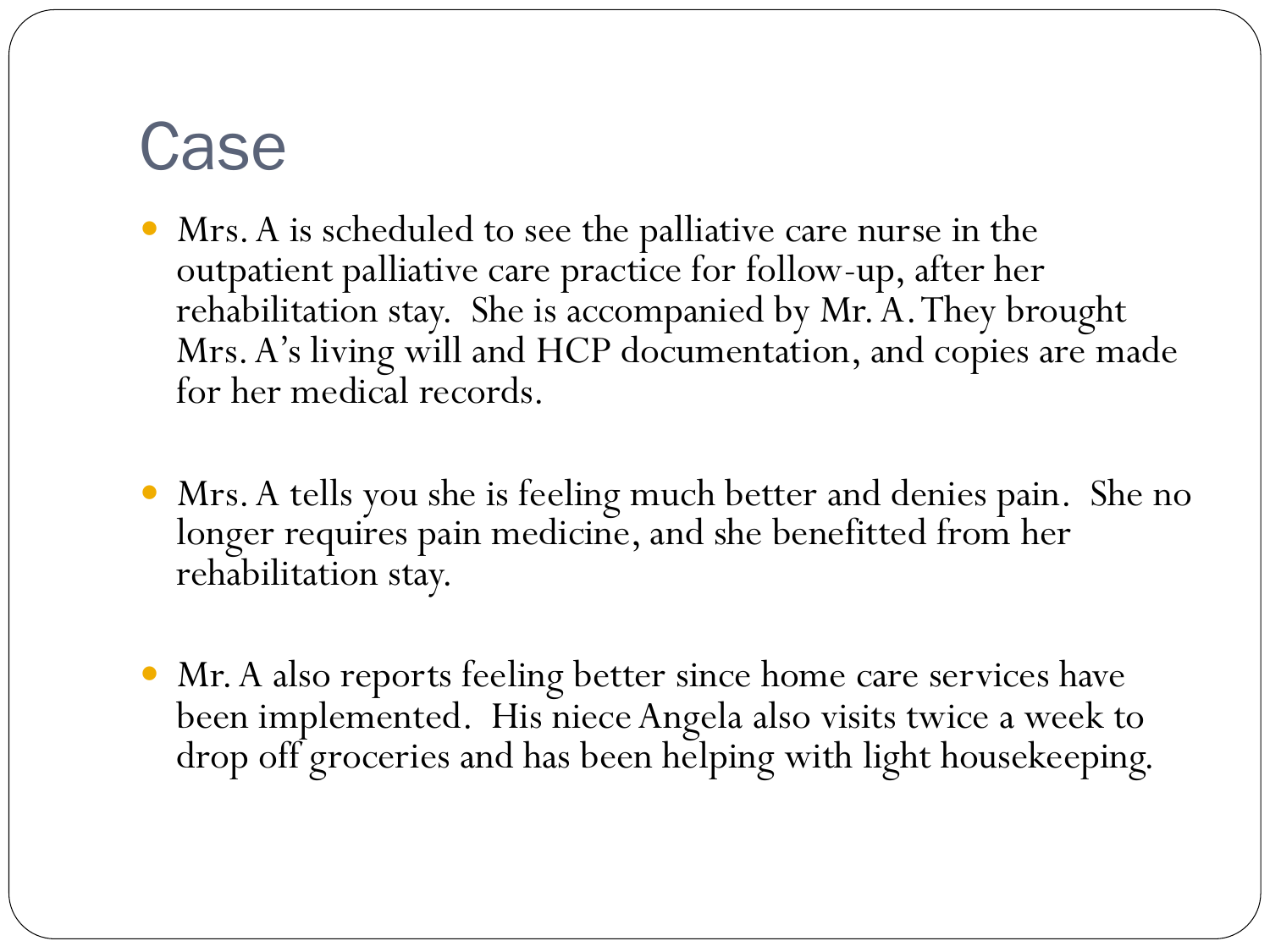# Case

- Mrs. A is scheduled to see the palliative care nurse in the outpatient palliative care practice for follow-up, after her rehabilitation stay. She is accompanied by Mr. A. They brought Mrs. A's living will and HCP documentation, and copies are made for her medical records.
- Mrs. A tells you she is feeling much better and denies pain. She no longer requires pain medicine, and she benefitted from her rehabilitation stay.
- Mr. A also reports feeling better since home care services have been implemented. His niece Angela also visits twice a week to drop off groceries and has been helping with light housekeeping.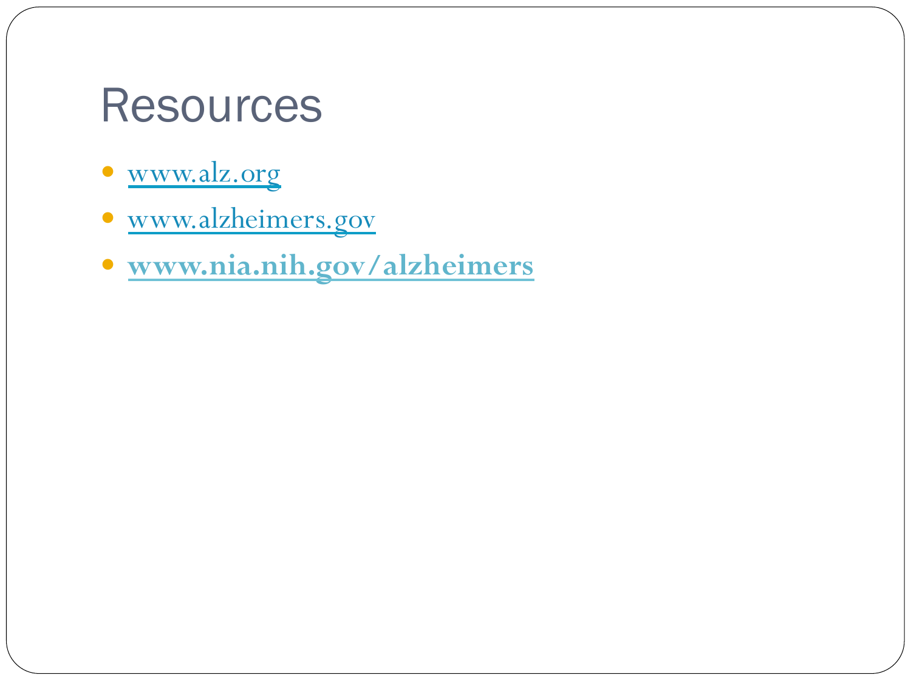# Resources

- www.alz.org
- www.alzheimers.gov
- **www.nia.nih.gov/alzheimers**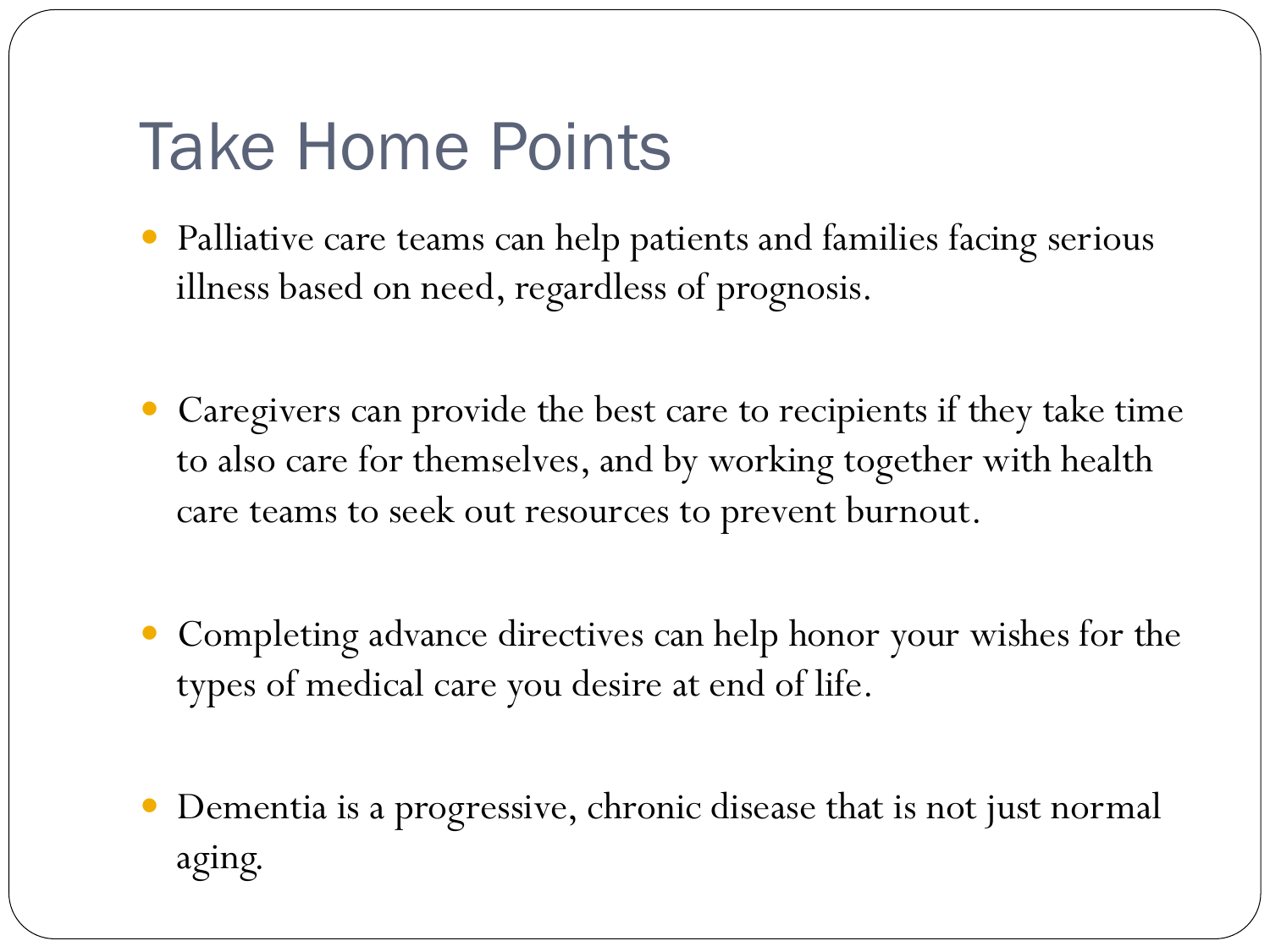# Take Home Points

- Palliative care teams can help patients and families facing serious illness based on need, regardless of prognosis.

- Caregivers can provide the best care to recipients if they take time to also care for themselves, and by working together with health care teams to seek out resources to prevent burnout.

- Completing advance directives can help honor your wishes for the types of medical care you desire at end of life.

- Dementia is a progressive, chronic disease that is not just normal aging.